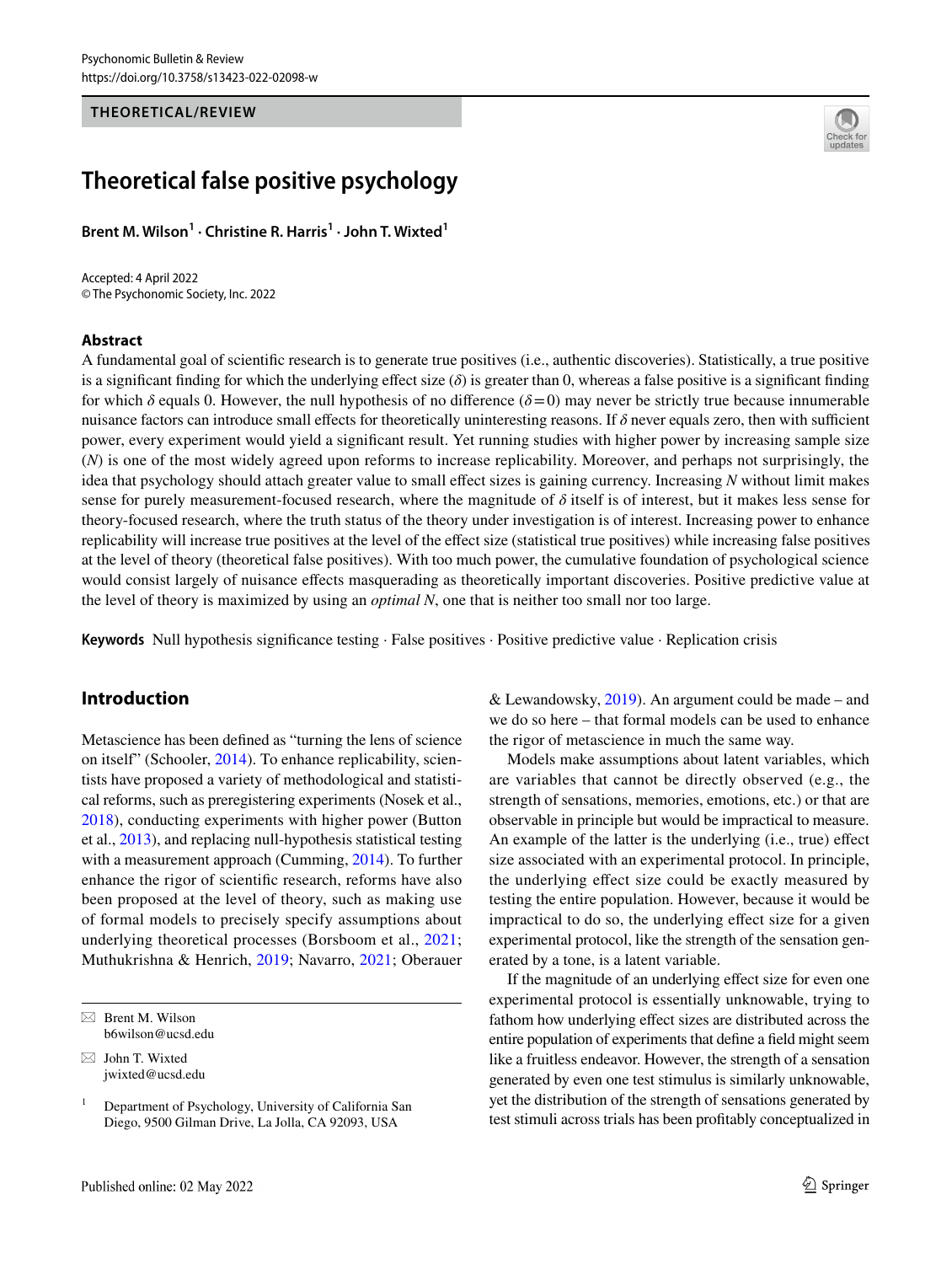THEORETICAL/REVIEW

# Theoretical false positive psychology

**Brent M. Wilson[1] · Christine R. Harris[1] · John T. Wixted[1]**

Accepted: 4 April 2022
© The Psychonomic Society, Inc. 2022

## Abstract

A fundamental goal of scientific research is to generate true positives (i.e., authentic discoveries). Statistically, a true positive is a significant finding for which the underlying effect size ($\delta$) is greater than 0, whereas a false positive is a significant finding for which $\delta$ equals 0. However, the null hypothesis of no difference ($\delta = 0$) may never be strictly true because innumerable nuisance factors can introduce small effects for theoretically uninteresting reasons. If $\delta$ never equals zero, then with sufficient power, every experiment would yield a significant result. Yet running studies with higher power by increasing sample size ($N$) is one of the most widely agreed upon reforms to increase replicability. Moreover, and perhaps not surprisingly, the idea that psychology should attach greater value to small effect sizes is gaining currency. Increasing $N$ without limit makes sense for purely measurement-focused research, where the magnitude of $\delta$ itself is of interest, but it makes less sense for theory-focused research, where the truth status of the theory under investigation is of interest. Increasing power to enhance replicability will increase true positives at the level of the effect size (statistical true positives) while increasing false positives at the level of theory (theoretical false positives). With too much power, the cumulative foundation of psychological science would consist largely of nuisance effects masquerading as theoretically important discoveries. Positive predictive value at the level of theory is maximized by using an *optimal N*, one that is neither too small nor too large.

**Keywords** Null hypothesis significance testing · False positives · Positive predictive value · Replication crisis

## Introduction

Metascience has been defined as "turning the lens of science on itself" (Schooler, 2014). To enhance replicability, scientists have proposed a variety of methodological and statistical reforms, such as preregistering experiments (Nosek et al., 2018), conducting experiments with higher power (Button et al., 2013), and replacing null-hypothesis statistical testing with a measurement approach (Cumming, 2014). To further enhance the rigor of scientific research, reforms have also been proposed at the level of theory, such as making use of formal models to precisely specify assumptions about underlying theoretical processes (Borsboom et al., 2021; Muthukrishna & Henrich, 2019; Navarro, 2021; Oberauer & Lewandowsky, 2019). An argument could be made – and we do so here – that formal models can be used to enhance the rigor of metascience in much the same way.

Models make assumptions about latent variables, which are variables that cannot be directly observed (e.g., the strength of sensations, memories, emotions, etc.) or that are observable in principle but would be impractical to measure. An example of the latter is the underlying (i.e., true) effect size associated with an experimental protocol. In principle, the underlying effect size could be exactly measured by testing the entire population. However, because it would be impractical to do so, the underlying effect size for a given experimental protocol, like the strength of the sensation generated by a tone, is a latent variable.

If the magnitude of an underlying effect size for even one experimental protocol is essentially unknowable, trying to fathom how underlying effect sizes are distributed across the entire population of experiments that define a field might seem like a fruitless endeavor. However, the strength of a sensation generated by even one test stimulus is similarly unknowable, yet the distribution of the strength of sensations generated by test stimuli across trials has been profitably conceptualized in

---

✉ Brent M. Wilson
b6wilson@ucsd.edu

✉ John T. Wixted
jwixted@ucsd.edu

[1] Department of Psychology, University of California San Diego, 9500 Gilman Drive, La Jolla, CA 92093, USA

Published online: 02 May 2022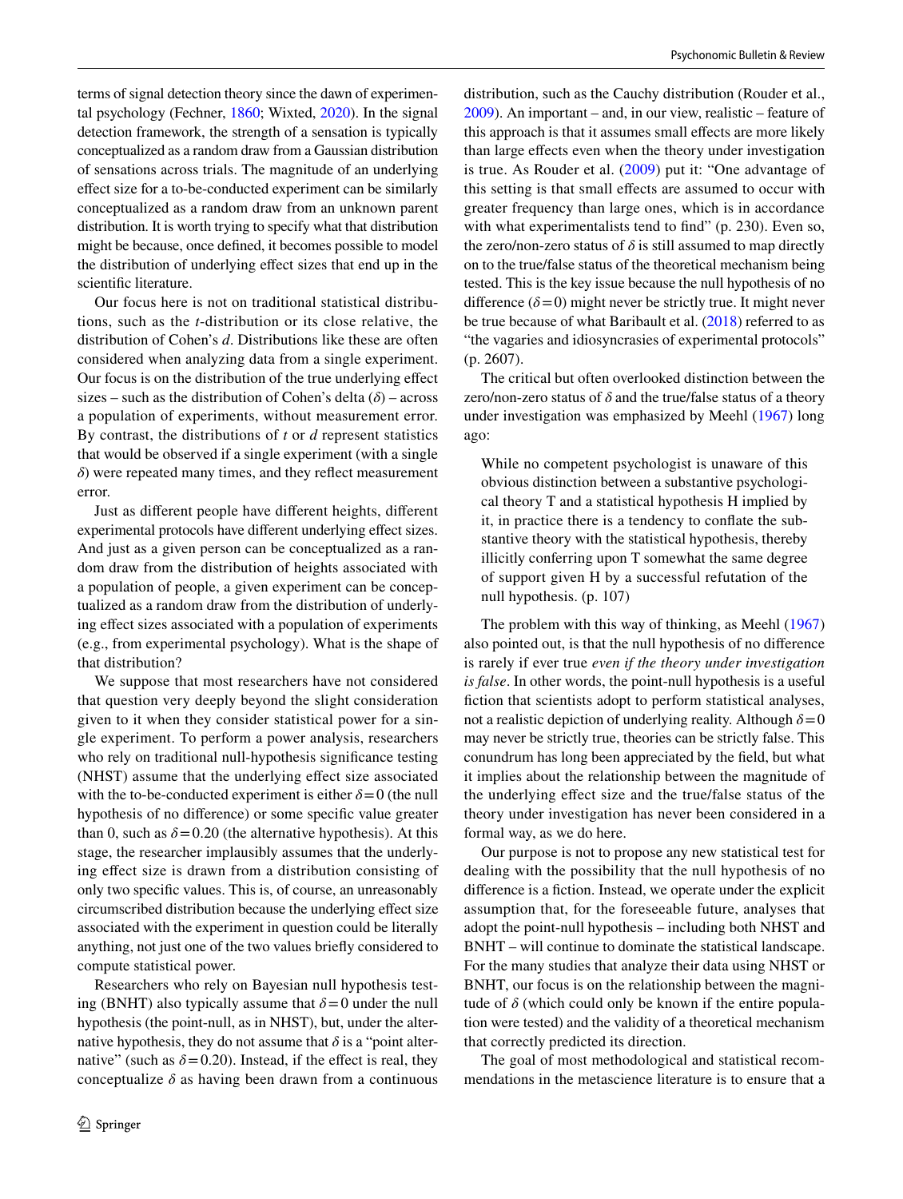terms of signal detection theory since the dawn of experimental psychology (Fechner, 1860; Wixted, 2020). In the signal detection framework, the strength of a sensation is typically conceptualized as a random draw from a Gaussian distribution of sensations across trials. The magnitude of an underlying effect size for a to-be-conducted experiment can be similarly conceptualized as a random draw from an unknown parent distribution. It is worth trying to specify what that distribution might be because, once defined, it becomes possible to model the distribution of underlying effect sizes that end up in the scientific literature.

Our focus here is not on traditional statistical distributions, such as the *t*-distribution or its close relative, the distribution of Cohen's *d*. Distributions like these are often considered when analyzing data from a single experiment. Our focus is on the distribution of the true underlying effect sizes – such as the distribution of Cohen's delta ($\delta$) – across a population of experiments, without measurement error. By contrast, the distributions of *t* or *d* represent statistics that would be observed if a single experiment (with a single $\delta$) were repeated many times, and they reflect measurement error.

Just as different people have different heights, different experimental protocols have different underlying effect sizes. And just as a given person can be conceptualized as a random draw from the distribution of heights associated with a population of people, a given experiment can be conceptualized as a random draw from the distribution of underlying effect sizes associated with a population of experiments (e.g., from experimental psychology). What is the shape of that distribution?

We suppose that most researchers have not considered that question very deeply beyond the slight consideration given to it when they consider statistical power for a single experiment. To perform a power analysis, researchers who rely on traditional null-hypothesis significance testing (NHST) assume that the underlying effect size associated with the to-be-conducted experiment is either $\delta = 0$ (the null hypothesis of no difference) or some specific value greater than 0, such as $\delta = 0.20$ (the alternative hypothesis). At this stage, the researcher implausibly assumes that the underlying effect size is drawn from a distribution consisting of only two specific values. This is, of course, an unreasonably circumscribed distribution because the underlying effect size associated with the experiment in question could be literally anything, not just one of the two values briefly considered to compute statistical power.

Researchers who rely on Bayesian null hypothesis testing (BNHT) also typically assume that $\delta = 0$ under the null hypothesis (the point-null, as in NHST), but, under the alternative hypothesis, they do not assume that $\delta$ is a "point alternative" (such as $\delta = 0.20$). Instead, if the effect is real, they conceptualize $\delta$ as having been drawn from a continuous distribution, such as the Cauchy distribution (Rouder et al., 2009). An important – and, in our view, realistic – feature of this approach is that it assumes small effects are more likely than large effects even when the theory under investigation is true. As Rouder et al. (2009) put it: "One advantage of this setting is that small effects are assumed to occur with greater frequency than large ones, which is in accordance with what experimentalists tend to find" (p. 230). Even so, the zero/non-zero status of $\delta$ is still assumed to map directly on to the true/false status of the theoretical mechanism being tested. This is the key issue because the null hypothesis of no difference ($\delta = 0$) might never be strictly true. It might never be true because of what Baribault et al. (2018) referred to as "the vagaries and idiosyncrasies of experimental protocols" (p. 2607).

The critical but often overlooked distinction between the zero/non-zero status of $\delta$ and the true/false status of a theory under investigation was emphasized by Meehl (1967) long ago:

> While no competent psychologist is unaware of this obvious distinction between a substantive psychological theory T and a statistical hypothesis H implied by it, in practice there is a tendency to conflate the substantive theory with the statistical hypothesis, thereby illicitly conferring upon T somewhat the same degree of support given H by a successful refutation of the null hypothesis. (p. 107)

The problem with this way of thinking, as Meehl (1967) also pointed out, is that the null hypothesis of no difference is rarely if ever true *even if the theory under investigation is false*. In other words, the point-null hypothesis is a useful fiction that scientists adopt to perform statistical analyses, not a realistic depiction of underlying reality. Although $\delta = 0$ may never be strictly true, theories can be strictly false. This conundrum has long been appreciated by the field, but what it implies about the relationship between the magnitude of the underlying effect size and the true/false status of the theory under investigation has never been considered in a formal way, as we do here.

Our purpose is not to propose any new statistical test for dealing with the possibility that the null hypothesis of no difference is a fiction. Instead, we operate under the explicit assumption that, for the foreseeable future, analyses that adopt the point-null hypothesis – including both NHST and BNHT – will continue to dominate the statistical landscape. For the many studies that analyze their data using NHST or BNHT, our focus is on the relationship between the magnitude of $\delta$ (which could only be known if the entire population were tested) and the validity of a theoretical mechanism that correctly predicted its direction.

The goal of most methodological and statistical recommendations in the metascience literature is to ensure that a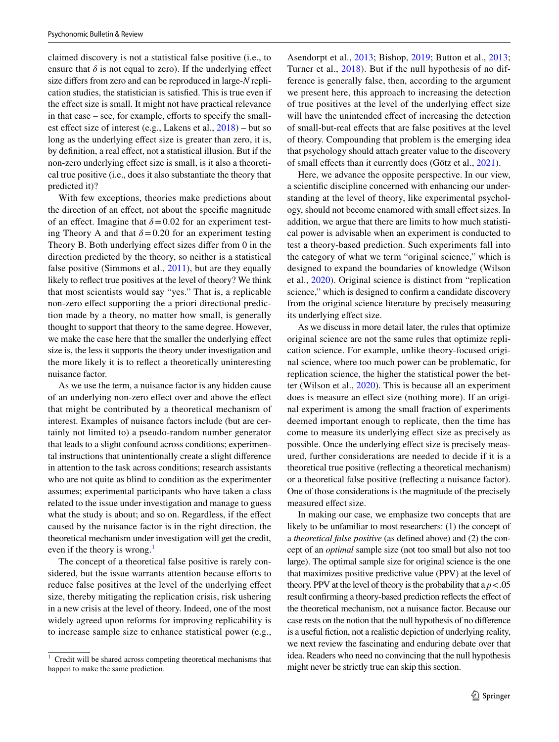claimed discovery is not a statistical false positive (i.e., to ensure that $\delta$ is not equal to zero). If the underlying effect size differs from zero and can be reproduced in large-*N* replication studies, the statistician is satisfied. This is true even if the effect size is small. It might not have practical relevance in that case – see, for example, efforts to specify the smallest effect size of interest (e.g., Lakens et al., 2018) – but so long as the underlying effect size is greater than zero, it is, by definition, a real effect, not a statistical illusion. But if the non-zero underlying effect size is small, is it also a theoretical true positive (i.e., does it also substantiate the theory that predicted it)?

With few exceptions, theories make predictions about the direction of an effect, not about the specific magnitude of an effect. Imagine that $\delta = 0.02$ for an experiment testing Theory A and that $\delta = 0.20$ for an experiment testing Theory B. Both underlying effect sizes differ from 0 in the direction predicted by the theory, so neither is a statistical false positive (Simmons et al., 2011), but are they equally likely to reflect true positives at the level of theory? We think that most scientists would say "yes." That is, a replicable non-zero effect supporting the a priori directional prediction made by a theory, no matter how small, is generally thought to support that theory to the same degree. However, we make the case here that the smaller the underlying effect size is, the less it supports the theory under investigation and the more likely it is to reflect a theoretically uninteresting nuisance factor.

As we use the term, a nuisance factor is any hidden cause of an underlying non-zero effect over and above the effect that might be contributed by a theoretical mechanism of interest. Examples of nuisance factors include (but are certainly not limited to) a pseudo-random number generator that leads to a slight confound across conditions; experimental instructions that unintentionally create a slight difference in attention to the task across conditions; research assistants who are not quite as blind to condition as the experimenter assumes; experimental participants who have taken a class related to the issue under investigation and manage to guess what the study is about; and so on. Regardless, if the effect caused by the nuisance factor is in the right direction, the theoretical mechanism under investigation will get the credit, even if the theory is wrong.[1]

The concept of a theoretical false positive is rarely considered, but the issue warrants attention because efforts to reduce false positives at the level of the underlying effect size, thereby mitigating the replication crisis, risk ushering in a new crisis at the level of theory. Indeed, one of the most widely agreed upon reforms for improving replicability is to increase sample size to enhance statistical power (e.g., Asendorpt et al., 2013; Bishop, 2019; Button et al., 2013; Turner et al., 2018). But if the null hypothesis of no difference is generally false, then, according to the argument we present here, this approach to increasing the detection of true positives at the level of the underlying effect size will have the unintended effect of increasing the detection of small-but-real effects that are false positives at the level of theory. Compounding that problem is the emerging idea that psychology should attach greater value to the discovery of small effects than it currently does (Götz et al., 2021).

Here, we advance the opposite perspective. In our view, a scientific discipline concerned with enhancing our understanding at the level of theory, like experimental psychology, should not become enamored with small effect sizes. In addition, we argue that there are limits to how much statistical power is advisable when an experiment is conducted to test a theory-based prediction. Such experiments fall into the category of what we term "original science," which is designed to expand the boundaries of knowledge (Wilson et al., 2020). Original science is distinct from "replication science," which is designed to confirm a candidate discovery from the original science literature by precisely measuring its underlying effect size.

As we discuss in more detail later, the rules that optimize original science are not the same rules that optimize replication science. For example, unlike theory-focused original science, where too much power can be problematic, for replication science, the higher the statistical power the better (Wilson et al., 2020). This is because all an experiment does is measure an effect size (nothing more). If an original experiment is among the small fraction of experiments deemed important enough to replicate, then the time has come to measure its underlying effect size as precisely as possible. Once the underlying effect size is precisely measured, further considerations are needed to decide if it is a theoretical true positive (reflecting a theoretical mechanism) or a theoretical false positive (reflecting a nuisance factor). One of those considerations is the magnitude of the precisely measured effect size.

In making our case, we emphasize two concepts that are likely to be unfamiliar to most researchers: (1) the concept of a *theoretical false positive* (as defined above) and (2) the concept of an *optimal* sample size (not too small but also not too large). The optimal sample size for original science is the one that maximizes positive predictive value (PPV) at the level of theory. PPV at the level of theory is the probability that a $p < .05$ result confirming a theory-based prediction reflects the effect of the theoretical mechanism, not a nuisance factor. Because our case rests on the notion that the null hypothesis of no difference is a useful fiction, not a realistic depiction of underlying reality, we next review the fascinating and enduring debate over that idea. Readers who need no convincing that the null hypothesis might never be strictly true can skip this section.

[1] Credit will be shared across competing theoretical mechanisms that happen to make the same prediction.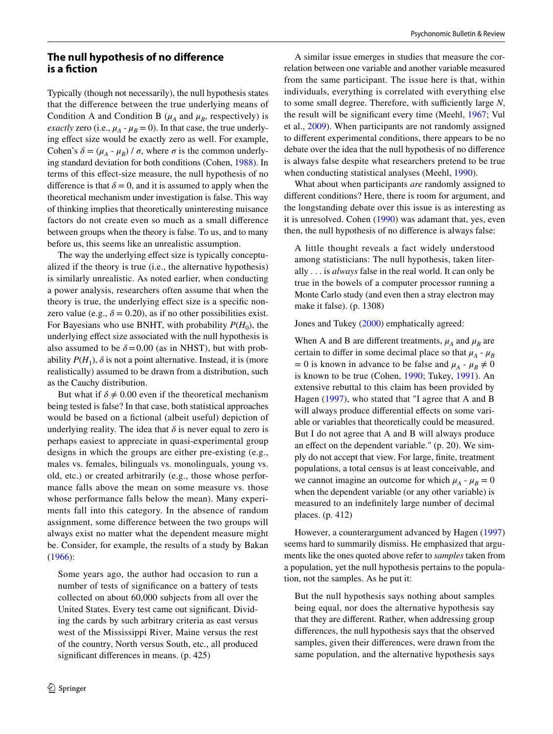## The null hypothesis of no difference is a fiction

Typically (though not necessarily), the null hypothesis states that the difference between the true underlying means of Condition A and Condition B ($\mu_A$ and $\mu_B$, respectively) is *exactly* zero (i.e., $\mu_A - \mu_B = 0$). In that case, the true underlying effect size would be exactly zero as well. For example, Cohen's $\delta = (\mu_A - \mu_B) / \sigma$, where $\sigma$ is the common underlying standard deviation for both conditions (Cohen, 1988). In terms of this effect-size measure, the null hypothesis of no difference is that $\delta = 0$, and it is assumed to apply when the theoretical mechanism under investigation is false. This way of thinking implies that theoretically uninteresting nuisance factors do not create even so much as a small difference between groups when the theory is false. To us, and to many before us, this seems like an unrealistic assumption.

The way the underlying effect size is typically conceptualized if the theory is true (i.e., the alternative hypothesis) is similarly unrealistic. As noted earlier, when conducting a power analysis, researchers often assume that when the theory is true, the underlying effect size is a specific non-zero value (e.g., $\delta = 0.20$), as if no other possibilities exist. For Bayesians who use BNHT, with probability $P(H_0)$, the underlying effect size associated with the null hypothesis is also assumed to be $\delta = 0.00$ (as in NHST), but with probability $P(H_1)$, $\delta$ is not a point alternative. Instead, it is (more realistically) assumed to be drawn from a distribution, such as the Cauchy distribution.

But what if $\delta \neq 0.00$ even if the theoretical mechanism being tested is false? In that case, both statistical approaches would be based on a fictional (albeit useful) depiction of underlying reality. The idea that $\delta$ is never equal to zero is perhaps easiest to appreciate in quasi-experimental group designs in which the groups are either pre-existing (e.g., males vs. females, bilinguals vs. monolinguals, young vs. old, etc.) or created arbitrarily (e.g., those whose performance falls above the mean on some measure vs. those whose performance falls below the mean). Many experiments fall into this category. In the absence of random assignment, some difference between the two groups will always exist no matter what the dependent measure might be. Consider, for example, the results of a study by Bakan (1966):

> Some years ago, the author had occasion to run a number of tests of significance on a battery of tests collected on about 60,000 subjects from all over the United States. Every test came out significant. Dividing the cards by such arbitrary criteria as east versus west of the Mississippi River, Maine versus the rest of the country, North versus South, etc., all produced significant differences in means. (p. 425)

A similar issue emerges in studies that measure the correlation between one variable and another variable measured from the same participant. The issue here is that, within individuals, everything is correlated with everything else to some small degree. Therefore, with sufficiently large $N$, the result will be significant every time (Meehl, 1967; Vul et al., 2009). When participants are not randomly assigned to different experimental conditions, there appears to be no debate over the idea that the null hypothesis of no difference is always false despite what researchers pretend to be true when conducting statistical analyses (Meehl, 1990).

What about when participants *are* randomly assigned to different conditions? Here, there is room for argument, and the longstanding debate over this issue is as interesting as it is unresolved. Cohen (1990) was adamant that, yes, even then, the null hypothesis of no difference is always false:

> A little thought reveals a fact widely understood among statisticians: The null hypothesis, taken literally . . . is *always* false in the real world. It can only be true in the bowels of a computer processor running a Monte Carlo study (and even then a stray electron may make it false). (p. 1308)

Jones and Tukey (2000) emphatically agreed:

> When A and B are different treatments, $\mu_A$ and $\mu_B$ are certain to differ in some decimal place so that $\mu_A - \mu_B = 0$ is known in advance to be false and $\mu_A - \mu_B \neq 0$ is known to be true (Cohen, 1990; Tukey, 1991). An extensive rebuttal to this claim has been provided by Hagen (1997), who stated that "I agree that A and B will always produce differential effects on some variable or variables that theoretically could be measured. But I do not agree that A and B will always produce an effect on the dependent variable." (p. 20). We simply do not accept that view. For large, finite, treatment populations, a total census is at least conceivable, and we cannot imagine an outcome for which $\mu_A - \mu_B = 0$ when the dependent variable (or any other variable) is measured to an indefinitely large number of decimal places. (p. 412)

However, a counterargument advanced by Hagen (1997) seems hard to summarily dismiss. He emphasized that arguments like the ones quoted above refer to *samples* taken from a population, yet the null hypothesis pertains to the population, not the samples. As he put it:

> But the null hypothesis says nothing about samples being equal, nor does the alternative hypothesis say that they are different. Rather, when addressing group differences, the null hypothesis says that the observed samples, given their differences, were drawn from the same population, and the alternative hypothesis says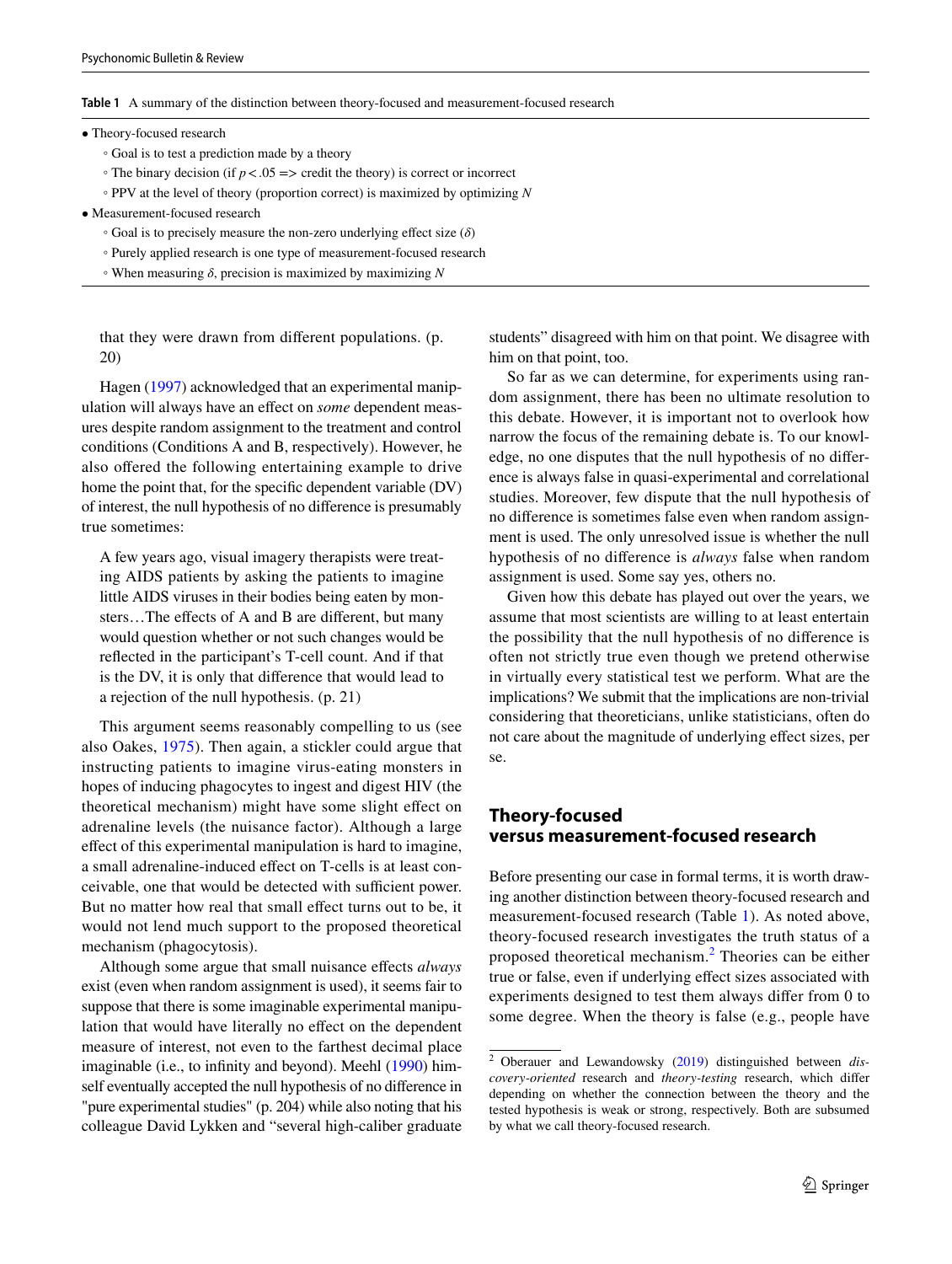**Table 1** A summary of the distinction between theory-focused and measurement-focused research

- Theory-focused research
  - Goal is to test a prediction made by a theory
  - The binary decision (if $p < .05$ => credit the theory) is correct or incorrect
  - PPV at the level of theory (proportion correct) is maximized by optimizing $N$
- Measurement-focused research
  - Goal is to precisely measure the non-zero underlying effect size ($\delta$)
  - Purely applied research is one type of measurement-focused research
  - When measuring $\delta$, precision is maximized by maximizing $N$

> that they were drawn from different populations. (p. 20)

Hagen (1997) acknowledged that an experimental manipulation will always have an effect on *some* dependent measures despite random assignment to the treatment and control conditions (Conditions A and B, respectively). However, he also offered the following entertaining example to drive home the point that, for the specific dependent variable (DV) of interest, the null hypothesis of no difference is presumably true sometimes:

> A few years ago, visual imagery therapists were treating AIDS patients by asking the patients to imagine little AIDS viruses in their bodies being eaten by monsters…The effects of A and B are different, but many would question whether or not such changes would be reflected in the participant's T-cell count. And if that is the DV, it is only that difference that would lead to a rejection of the null hypothesis. (p. 21)

This argument seems reasonably compelling to us (see also Oakes, 1975). Then again, a stickler could argue that instructing patients to imagine virus-eating monsters in hopes of inducing phagocytes to ingest and digest HIV (the theoretical mechanism) might have some slight effect on adrenaline levels (the nuisance factor). Although a large effect of this experimental manipulation is hard to imagine, a small adrenaline-induced effect on T-cells is at least conceivable, one that would be detected with sufficient power. But no matter how real that small effect turns out to be, it would not lend much support to the proposed theoretical mechanism (phagocytosis).

Although some argue that small nuisance effects *always* exist (even when random assignment is used), it seems fair to suppose that there is some imaginable experimental manipulation that would have literally no effect on the dependent measure of interest, not even to the farthest decimal place imaginable (i.e., to infinity and beyond). Meehl (1990) himself eventually accepted the null hypothesis of no difference in "pure experimental studies" (p. 204) while also noting that his colleague David Lykken and "several high-caliber graduate students" disagreed with him on that point. We disagree with him on that point, too.

So far as we can determine, for experiments using random assignment, there has been no ultimate resolution to this debate. However, it is important not to overlook how narrow the focus of the remaining debate is. To our knowledge, no one disputes that the null hypothesis of no difference is always false in quasi-experimental and correlational studies. Moreover, few dispute that the null hypothesis of no difference is sometimes false even when random assignment is used. The only unresolved issue is whether the null hypothesis of no difference is *always* false when random assignment is used. Some say yes, others no.

Given how this debate has played out over the years, we assume that most scientists are willing to at least entertain the possibility that the null hypothesis of no difference is often not strictly true even though we pretend otherwise in virtually every statistical test we perform. What are the implications? We submit that the implications are non-trivial considering that theoreticians, unlike statisticians, often do not care about the magnitude of underlying effect sizes, per se.

## Theory-focused versus measurement-focused research

Before presenting our case in formal terms, it is worth drawing another distinction between theory-focused research and measurement-focused research (Table 1). As noted above, theory-focused research investigates the truth status of a proposed theoretical mechanism.[2] Theories can be either true or false, even if underlying effect sizes associated with experiments designed to test them always differ from 0 to some degree. When the theory is false (e.g., people have

[2] Oberauer and Lewandowsky (2019) distinguished between *discovery-oriented* research and *theory-testing* research, which differ depending on whether the connection between the theory and the tested hypothesis is weak or strong, respectively. Both are subsumed by what we call theory-focused research.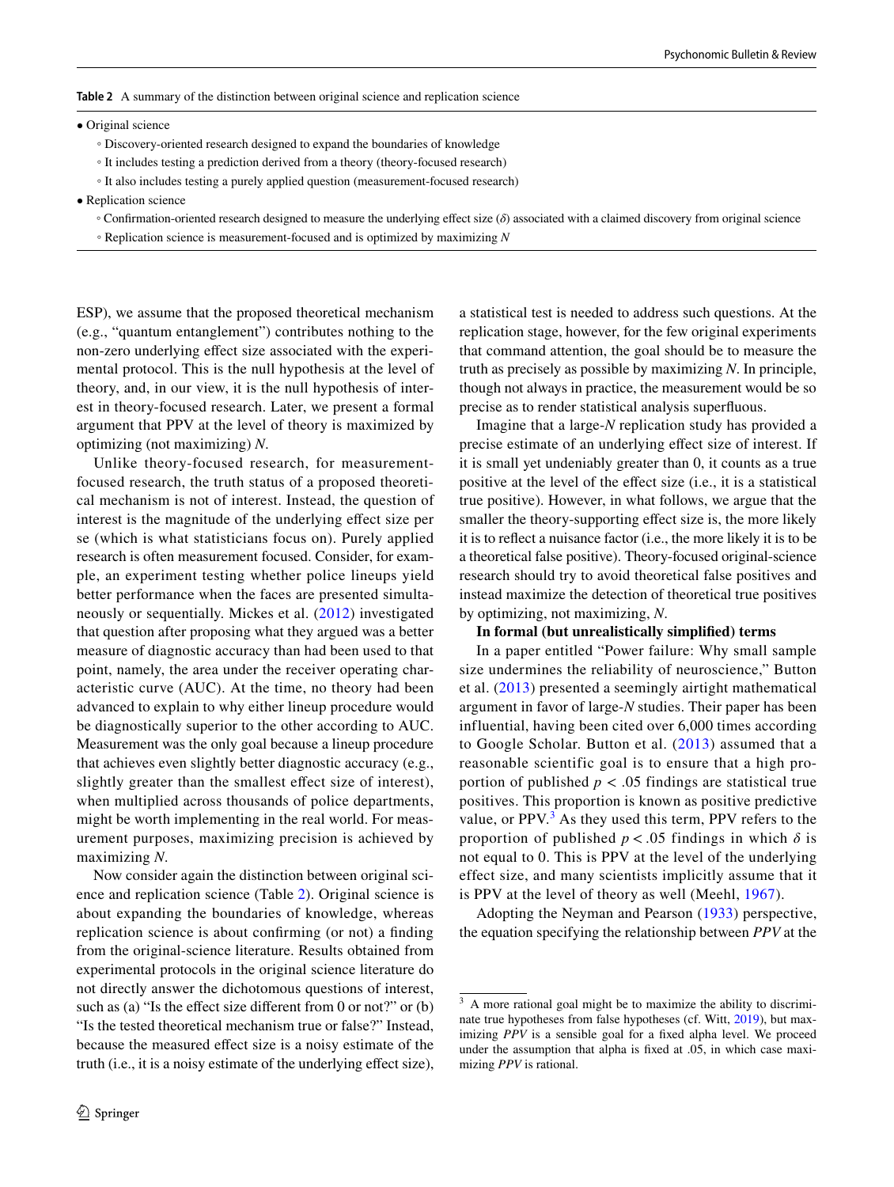**Table 2** A summary of the distinction between original science and replication science

- Original science
    - Discovery-oriented research designed to expand the boundaries of knowledge
    - It includes testing a prediction derived from a theory (theory-focused research)
    - It also includes testing a purely applied question (measurement-focused research)
- Replication science
    - Confirmation-oriented research designed to measure the underlying effect size ($\delta$) associated with a claimed discovery from original science
    - Replication science is measurement-focused and is optimized by maximizing $N$

ESP), we assume that the proposed theoretical mechanism (e.g., "quantum entanglement") contributes nothing to the non-zero underlying effect size associated with the experimental protocol. This is the null hypothesis at the level of theory, and, in our view, it is the null hypothesis of interest in theory-focused research. Later, we present a formal argument that PPV at the level of theory is maximized by optimizing (not maximizing) $N$.

Unlike theory-focused research, for measurement-focused research, the truth status of a proposed theoretical mechanism is not of interest. Instead, the question of interest is the magnitude of the underlying effect size per se (which is what statisticians focus on). Purely applied research is often measurement focused. Consider, for example, an experiment testing whether police lineups yield better performance when the faces are presented simultaneously or sequentially. Mickes et al. (2012) investigated that question after proposing what they argued was a better measure of diagnostic accuracy than had been used to that point, namely, the area under the receiver operating characteristic curve (AUC). At the time, no theory had been advanced to explain to why either lineup procedure would be diagnostically superior to the other according to AUC. Measurement was the only goal because a lineup procedure that achieves even slightly better diagnostic accuracy (e.g., slightly greater than the smallest effect size of interest), when multiplied across thousands of police departments, might be worth implementing in the real world. For measurement purposes, maximizing precision is achieved by maximizing $N$.

Now consider again the distinction between original science and replication science (Table 2). Original science is about expanding the boundaries of knowledge, whereas replication science is about confirming (or not) a finding from the original-science literature. Results obtained from experimental protocols in the original science literature do not directly answer the dichotomous questions of interest, such as (a) "Is the effect size different from 0 or not?" or (b) "Is the tested theoretical mechanism true or false?" Instead, because the measured effect size is a noisy estimate of the truth (i.e., it is a noisy estimate of the underlying effect size), a statistical test is needed to address such questions. At the replication stage, however, for the few original experiments that command attention, the goal should be to measure the truth as precisely as possible by maximizing $N$. In principle, though not always in practice, the measurement would be so precise as to render statistical analysis superfluous.

Imagine that a large-$N$ replication study has provided a precise estimate of an underlying effect size of interest. If it is small yet undeniably greater than 0, it counts as a true positive at the level of the effect size (i.e., it is a statistical true positive). However, in what follows, we argue that the smaller the theory-supporting effect size is, the more likely it is to reflect a nuisance factor (i.e., the more likely it is to be a theoretical false positive). Theory-focused original-science research should try to avoid theoretical false positives and instead maximize the detection of theoretical true positives by optimizing, not maximizing, $N$.

**In formal (but unrealistically simplified) terms**

In a paper entitled "Power failure: Why small sample size undermines the reliability of neuroscience," Button et al. (2013) presented a seemingly airtight mathematical argument in favor of large-$N$ studies. Their paper has been influential, having been cited over 6,000 times according to Google Scholar. Button et al. (2013) assumed that a reasonable scientific goal is to ensure that a high proportion of published $p < .05$ findings are statistical true positives. This proportion is known as positive predictive value, or PPV.[3] As they used this term, PPV refers to the proportion of published $p < .05$ findings in which $\delta$ is not equal to 0. This is PPV at the level of the underlying effect size, and many scientists implicitly assume that it is PPV at the level of theory as well (Meehl, 1967).

Adopting the Neyman and Pearson (1933) perspective, the equation specifying the relationship between $PPV$ at the

[3] A more rational goal might be to maximize the ability to discriminate true hypotheses from false hypotheses (cf. Witt, 2019), but maximizing $PPV$ is a sensible goal for a fixed alpha level. We proceed under the assumption that alpha is fixed at .05, in which case maximizing $PPV$ is rational.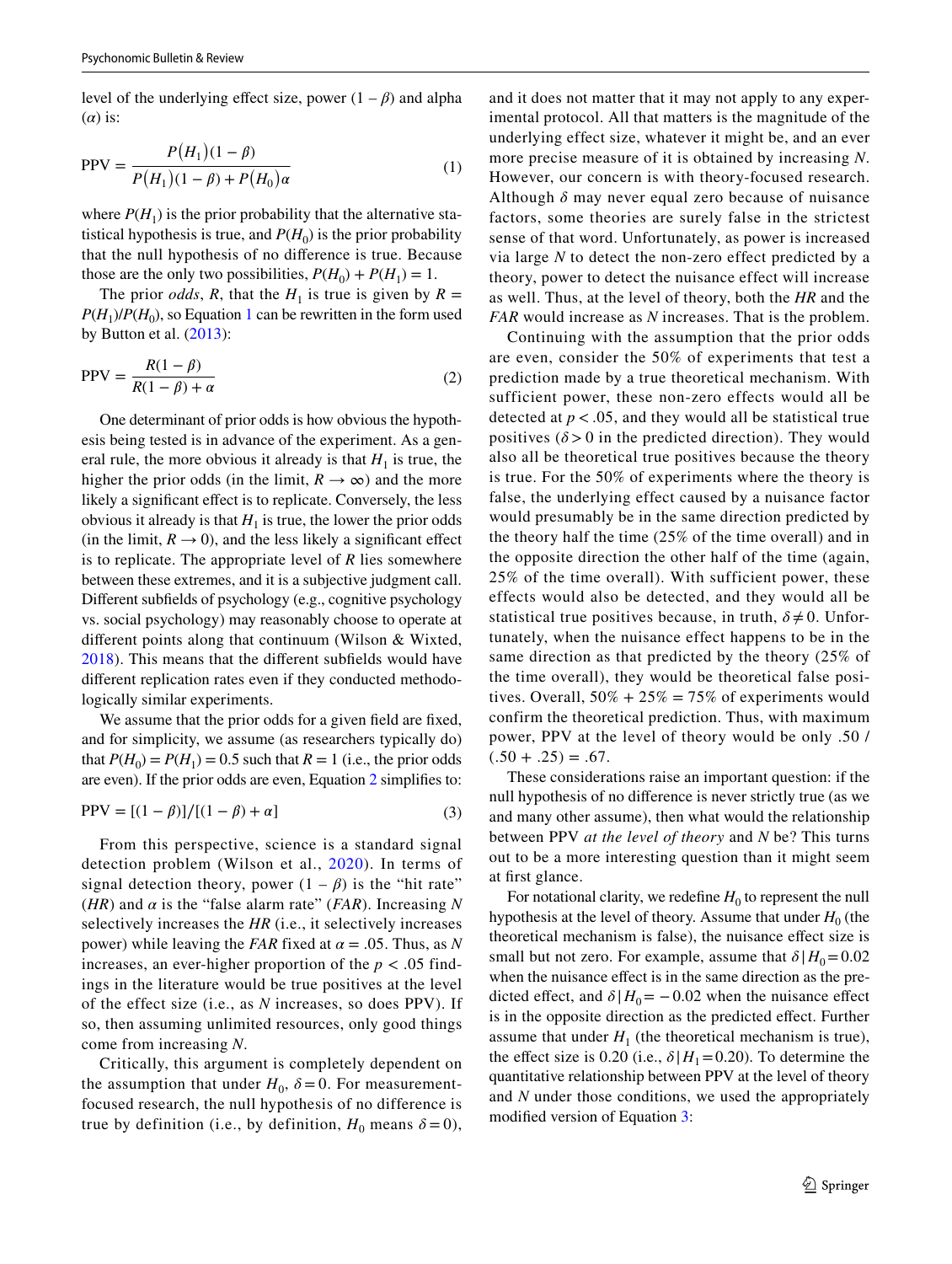level of the underlying effect size, power (1 – $\beta$) and alpha ($\alpha$) is:

$$\text{PPV} = \frac{P(H_1)(1-\beta)}{P(H_1)(1-\beta) + P(H_0)\alpha} \quad (1)$$

where $P(H_1)$ is the prior probability that the alternative statistical hypothesis is true, and $P(H_0)$ is the prior probability that the null hypothesis of no difference is true. Because those are the only two possibilities, $P(H_0) + P(H_1) = 1$.

The prior *odds*, $R$, that the $H_1$ is true is given by $R = P(H_1)/P(H_0)$, so Equation 1 can be rewritten in the form used by Button et al. (2013):

$$\text{PPV} = \frac{R(1-\beta)}{R(1-\beta) + \alpha} \quad (2)$$

One determinant of prior odds is how obvious the hypothesis being tested is in advance of the experiment. As a general rule, the more obvious it already is that $H_1$ is true, the higher the prior odds (in the limit, $R \rightarrow \infty$) and the more likely a significant effect is to replicate. Conversely, the less obvious it already is that $H_1$ is true, the lower the prior odds (in the limit, $R \rightarrow 0$), and the less likely a significant effect is to replicate. The appropriate level of $R$ lies somewhere between these extremes, and it is a subjective judgment call. Different subfields of psychology (e.g., cognitive psychology vs. social psychology) may reasonably choose to operate at different points along that continuum (Wilson & Wixted, 2018). This means that the different subfields would have different replication rates even if they conducted methodologically similar experiments.

We assume that the prior odds for a given field are fixed, and for simplicity, we assume (as researchers typically do) that $P(H_0) = P(H_1) = 0.5$ such that $R = 1$ (i.e., the prior odds are even). If the prior odds are even, Equation 2 simplifies to:

$$\text{PPV} = [(1-\beta)]/[(1-\beta) + \alpha] \quad (3)$$

From this perspective, science is a standard signal detection problem (Wilson et al., 2020). In terms of signal detection theory, power (1 – $\beta$) is the "hit rate" (*HR*) and $\alpha$ is the "false alarm rate" (*FAR*). Increasing $N$ selectively increases the *HR* (i.e., it selectively increases power) while leaving the *FAR* fixed at $\alpha = .05$. Thus, as $N$ increases, an ever-higher proportion of the $p < .05$ findings in the literature would be true positives at the level of the effect size (i.e., as $N$ increases, so does PPV). If so, then assuming unlimited resources, only good things come from increasing $N$.

Critically, this argument is completely dependent on the assumption that under $H_0$, $\delta = 0$. For measurement-focused research, the null hypothesis of no difference is true by definition (i.e., by definition, $H_0$ means $\delta = 0$), and it does not matter that it may not apply to any experimental protocol. All that matters is the magnitude of the underlying effect size, whatever it might be, and an ever more precise measure of it is obtained by increasing $N$. However, our concern is with theory-focused research. Although $\delta$ may never equal zero because of nuisance factors, some theories are surely false in the strictest sense of that word. Unfortunately, as power is increased via large $N$ to detect the non-zero effect predicted by a theory, power to detect the nuisance effect will increase as well. Thus, at the level of theory, both the *HR* and the *FAR* would increase as $N$ increases. That is the problem.

Continuing with the assumption that the prior odds are even, consider the 50% of experiments that test a prediction made by a true theoretical mechanism. With sufficient power, these non-zero effects would all be detected at $p < .05$, and they would all be statistical true positives ($\delta > 0$ in the predicted direction). They would also all be theoretical true positives because the theory is true. For the 50% of experiments where the theory is false, the underlying effect caused by a nuisance factor would presumably be in the same direction predicted by the theory half the time (25% of the time overall) and in the opposite direction the other half of the time (again, 25% of the time overall). With sufficient power, these effects would also be detected, and they would all be statistical true positives because, in truth, $\delta \neq 0$. Unfortunately, when the nuisance effect happens to be in the same direction as that predicted by the theory (25% of the time overall), they would be theoretical false positives. Overall, 50% + 25% = 75% of experiments would confirm the theoretical prediction. Thus, with maximum power, PPV at the level of theory would be only .50 / (.50 + .25) = .67.

These considerations raise an important question: if the null hypothesis of no difference is never strictly true (as we and many other assume), then what would the relationship between PPV *at the level of theory* and $N$ be? This turns out to be a more interesting question than it might seem at first glance.

For notational clarity, we redefine $H_0$ to represent the null hypothesis at the level of theory. Assume that under $H_0$ (the theoretical mechanism is false), the nuisance effect size is small but not zero. For example, assume that $\delta | H_0 = 0.02$ when the nuisance effect is in the same direction as the predicted effect, and $\delta | H_0 = -0.02$ when the nuisance effect is in the opposite direction as the predicted effect. Further assume that under $H_1$ (the theoretical mechanism is true), the effect size is 0.20 (i.e., $\delta | H_1 = 0.20$). To determine the quantitative relationship between PPV at the level of theory and $N$ under those conditions, we used the appropriately modified version of Equation 3: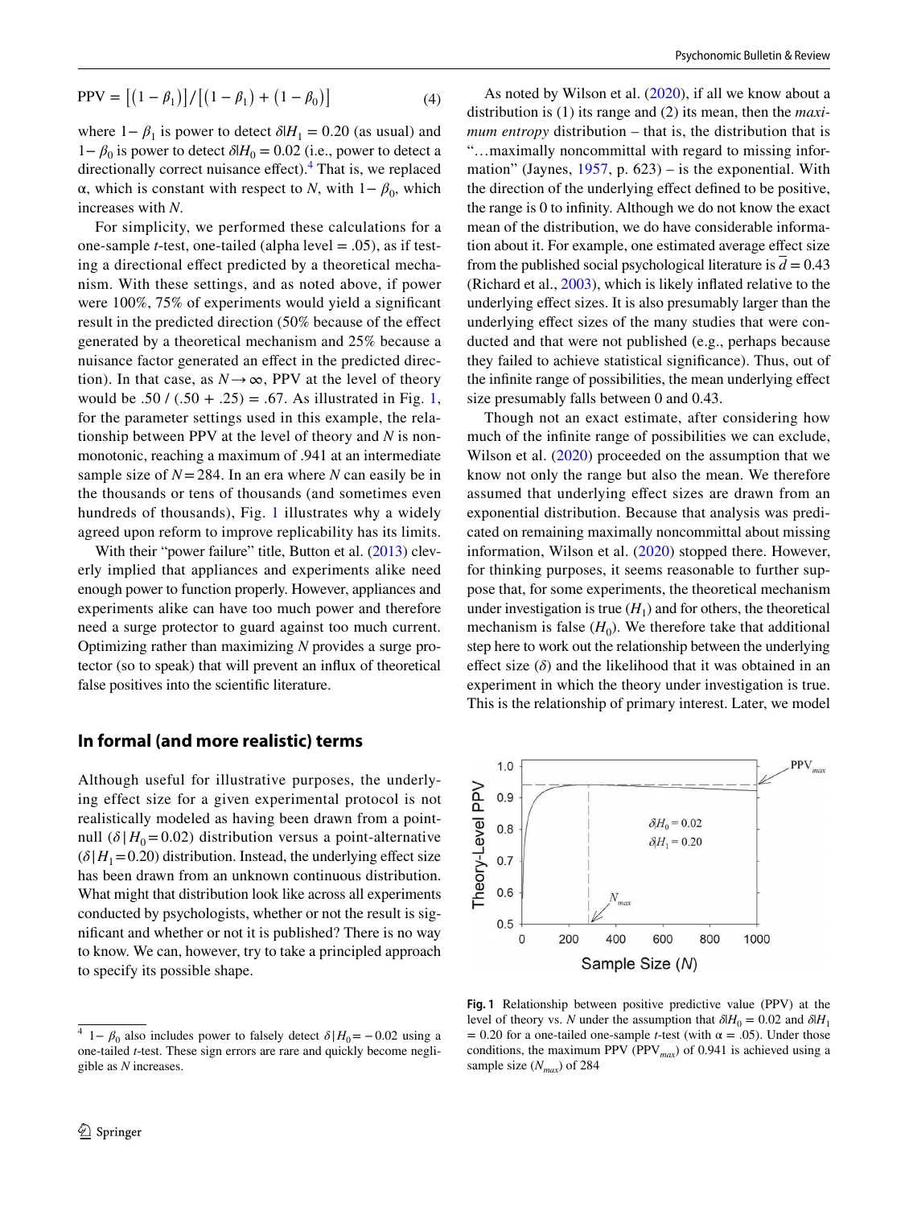$$\text{PPV} = \left[\left(1-\beta_1\right)\right]/\left[\left(1-\beta_1\right)+\left(1-\beta_0\right)\right] \tag{4}$$

where $1-\beta_1$ is power to detect $\delta|H_1 = 0.20$ (as usual) and $1-\beta_0$ is power to detect $\delta|H_0 = 0.02$ (i.e., power to detect a directionally correct nuisance effect).[4] That is, we replaced α, which is constant with respect to $N$, with $1-\beta_0$, which increases with $N$.

For simplicity, we performed these calculations for a one-sample *t*-test, one-tailed (alpha level = .05), as if testing a directional effect predicted by a theoretical mechanism. With these settings, and as noted above, if power were 100%, 75% of experiments would yield a significant result in the predicted direction (50% because of the effect generated by a theoretical mechanism and 25% because a nuisance factor generated an effect in the predicted direction). In that case, as $N \rightarrow \infty$, PPV at the level of theory would be .50 / (.50 + .25) = .67. As illustrated in Fig. 1, for the parameter settings used in this example, the relationship between PPV at the level of theory and $N$ is non-monotonic, reaching a maximum of .941 at an intermediate sample size of $N = 284$. In an era where $N$ can easily be in the thousands or tens of thousands (and sometimes even hundreds of thousands), Fig. 1 illustrates why a widely agreed upon reform to improve replicability has its limits.

With their "power failure" title, Button et al. (2013) cleverly implied that appliances and experiments alike need enough power to function properly. However, appliances and experiments alike can have too much power and therefore need a surge protector to guard against too much current. Optimizing rather than maximizing $N$ provides a surge protector (so to speak) that will prevent an influx of theoretical false positives into the scientific literature.

## In formal (and more realistic) terms

Although useful for illustrative purposes, the underlying effect size for a given experimental protocol is not realistically modeled as having been drawn from a point-null ($\delta|H_0 = 0.02$) distribution versus a point-alternative ($\delta|H_1 = 0.20$) distribution. Instead, the underlying effect size has been drawn from an unknown continuous distribution. What might that distribution look like across all experiments conducted by psychologists, whether or not the result is significant and whether or not it is published? There is no way to know. We can, however, try to take a principled approach to specify its possible shape.

As noted by Wilson et al. (2020), if all we know about a distribution is (1) its range and (2) its mean, then the *maximum entropy* distribution – that is, the distribution that is "…maximally noncommittal with regard to missing information" (Jaynes, 1957, p. 623) – is the exponential. With the direction of the underlying effect defined to be positive, the range is 0 to infinity. Although we do not know the exact mean of the distribution, we do have considerable information about it. For example, one estimated average effect size from the published social psychological literature is $\bar{d} = 0.43$ (Richard et al., 2003), which is likely inflated relative to the underlying effect sizes. It is also presumably larger than the underlying effect sizes of the many studies that were conducted and that were not published (e.g., perhaps because they failed to achieve statistical significance). Thus, out of the infinite range of possibilities, the mean underlying effect size presumably falls between 0 and 0.43.

Though not an exact estimate, after considering how much of the infinite range of possibilities we can exclude, Wilson et al. (2020) proceeded on the assumption that we know not only the range but also the mean. We therefore assumed that underlying effect sizes are drawn from an exponential distribution. Because that analysis was predicated on remaining maximally noncommittal about missing information, Wilson et al. (2020) stopped there. However, for thinking purposes, it seems reasonable to further suppose that, for some experiments, the theoretical mechanism under investigation is true ($H_1$) and for others, the theoretical mechanism is false ($H_0$). We therefore take that additional step here to work out the relationship between the underlying effect size ($\delta$) and the likelihood that it was obtained in an experiment in which the theory under investigation is true. This is the relationship of primary interest. Later, we model

**Fig. 1** Relationship between positive predictive value (PPV) at the level of theory vs. $N$ under the assumption that $\delta|H_0 = 0.02$ and $\delta|H_1 = 0.20$ for a one-tailed one-sample *t*-test (with α = .05). Under those conditions, the maximum PPV ($PPV_{max}$) of 0.941 is achieved using a sample size ($N_{max}$) of 284

[4] $1-\beta_0$ also includes power to falsely detect $\delta|H_0 = -0.02$ using a one-tailed *t*-test. These sign errors are rare and quickly become negligible as $N$ increases.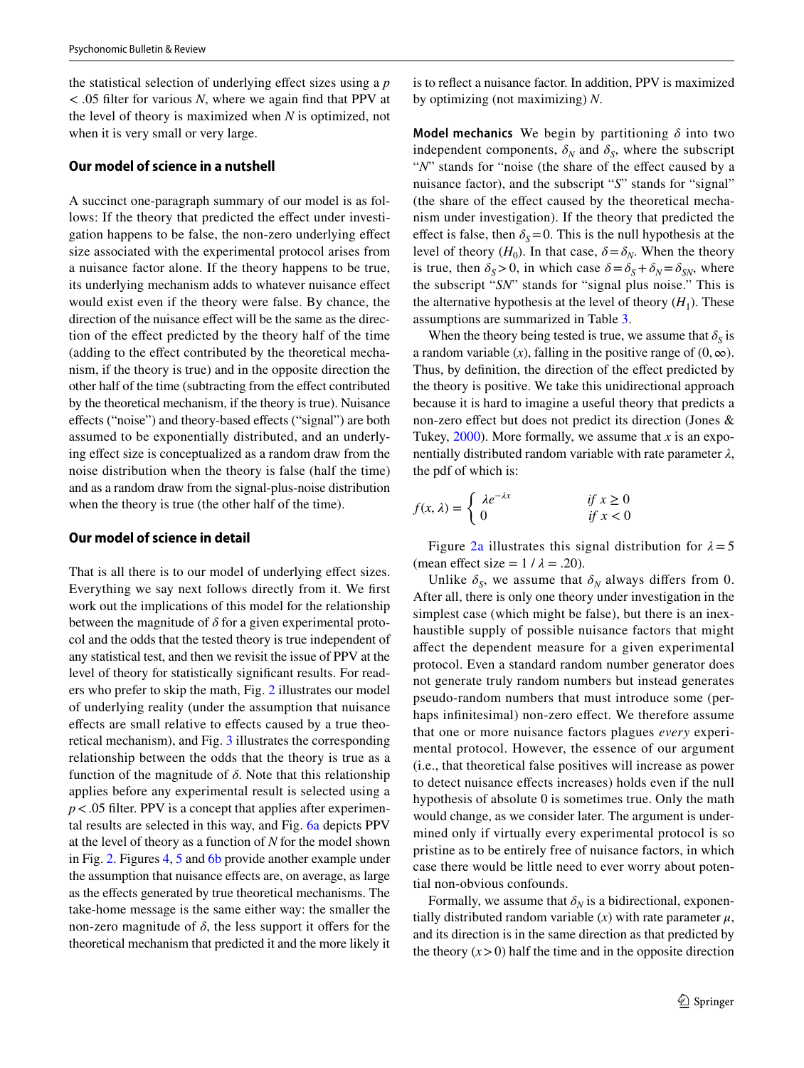the statistical selection of underlying effect sizes using a $p < .05$ filter for various $N$, where we again find that PPV at the level of theory is maximized when $N$ is optimized, not when it is very small or very large.

## Our model of science in a nutshell

A succinct one-paragraph summary of our model is as follows: If the theory that predicted the effect under investigation happens to be false, the non-zero underlying effect size associated with the experimental protocol arises from a nuisance factor alone. If the theory happens to be true, its underlying mechanism adds to whatever nuisance effect would exist even if the theory were false. By chance, the direction of the nuisance effect will be the same as the direction of the effect predicted by the theory half of the time (adding to the effect contributed by the theoretical mechanism, if the theory is true) and in the opposite direction the other half of the time (subtracting from the effect contributed by the theoretical mechanism, if the theory is true). Nuisance effects ("noise") and theory-based effects ("signal") are both assumed to be exponentially distributed, and an underlying effect size is conceptualized as a random draw from the noise distribution when the theory is false (half the time) and as a random draw from the signal-plus-noise distribution when the theory is true (the other half of the time).

## Our model of science in detail

That is all there is to our model of underlying effect sizes. Everything we say next follows directly from it. We first work out the implications of this model for the relationship between the magnitude of $\delta$ for a given experimental protocol and the odds that the tested theory is true independent of any statistical test, and then we revisit the issue of PPV at the level of theory for statistically significant results. For readers who prefer to skip the math, Fig. 2 illustrates our model of underlying reality (under the assumption that nuisance effects are small relative to effects caused by a true theoretical mechanism), and Fig. 3 illustrates the corresponding relationship between the odds that the theory is true as a function of the magnitude of $\delta$. Note that this relationship applies before any experimental result is selected using a $p < .05$ filter. PPV is a concept that applies after experimental results are selected in this way, and Fig. 6a depicts PPV at the level of theory as a function of $N$ for the model shown in Fig. 2. Figures 4, 5 and 6b provide another example under the assumption that nuisance effects are, on average, as large as the effects generated by true theoretical mechanisms. The take-home message is the same either way: the smaller the non-zero magnitude of $\delta$, the less support it offers for the theoretical mechanism that predicted it and the more likely it is to reflect a nuisance factor. In addition, PPV is maximized by optimizing (not maximizing) $N$.

**Model mechanics** We begin by partitioning $\delta$ into two independent components, $\delta_N$ and $\delta_S$, where the subscript "$N$" stands for "noise (the share of the effect caused by a nuisance factor), and the subscript "$S$" stands for "signal" (the share of the effect caused by the theoretical mechanism under investigation). If the theory that predicted the effect is false, then $\delta_S = 0$. This is the null hypothesis at the level of theory ($H_0$). In that case, $\delta = \delta_N$. When the theory is true, then $\delta_S > 0$, in which case $\delta = \delta_S + \delta_N = \delta_{SN}$, where the subscript "$SN$" stands for "signal plus noise." This is the alternative hypothesis at the level of theory ($H_1$). These assumptions are summarized in Table 3.

When the theory being tested is true, we assume that $\delta_S$ is a random variable ($x$), falling in the positive range of $(0, \infty)$. Thus, by definition, the direction of the effect predicted by the theory is positive. We take this unidirectional approach because it is hard to imagine a useful theory that predicts a non-zero effect but does not predict its direction (Jones & Tukey, 2000). More formally, we assume that $x$ is an exponentially distributed random variable with rate parameter $\lambda$, the pdf of which is:

$$f(x, \lambda) = \begin{cases} \lambda e^{-\lambda x} & \text{if } x \geq 0 \\ 0 & \text{if } x < 0 \end{cases}$$

Figure 2a illustrates this signal distribution for $\lambda = 5$ (mean effect size = $1 / \lambda = .20$).

Unlike $\delta_S$, we assume that $\delta_N$ always differs from 0. After all, there is only one theory under investigation in the simplest case (which might be false), but there is an inexhaustible supply of possible nuisance factors that might affect the dependent measure for a given experimental protocol. Even a standard random number generator does not generate truly random numbers but instead generates pseudo-random numbers that must introduce some (perhaps infinitesimal) non-zero effect. We therefore assume that one or more nuisance factors plagues *every* experimental protocol. However, the essence of our argument (i.e., that theoretical false positives will increase as power to detect nuisance effects increases) holds even if the null hypothesis of absolute 0 is sometimes true. Only the math would change, as we consider later. The argument is undermined only if virtually every experimental protocol is so pristine as to be entirely free of nuisance factors, in which case there would be little need to ever worry about potential non-obvious confounds.

Formally, we assume that $\delta_N$ is a bidirectional, exponentially distributed random variable ($x$) with rate parameter $\mu$, and its direction is in the same direction as that predicted by the theory ($x > 0$) half the time and in the opposite direction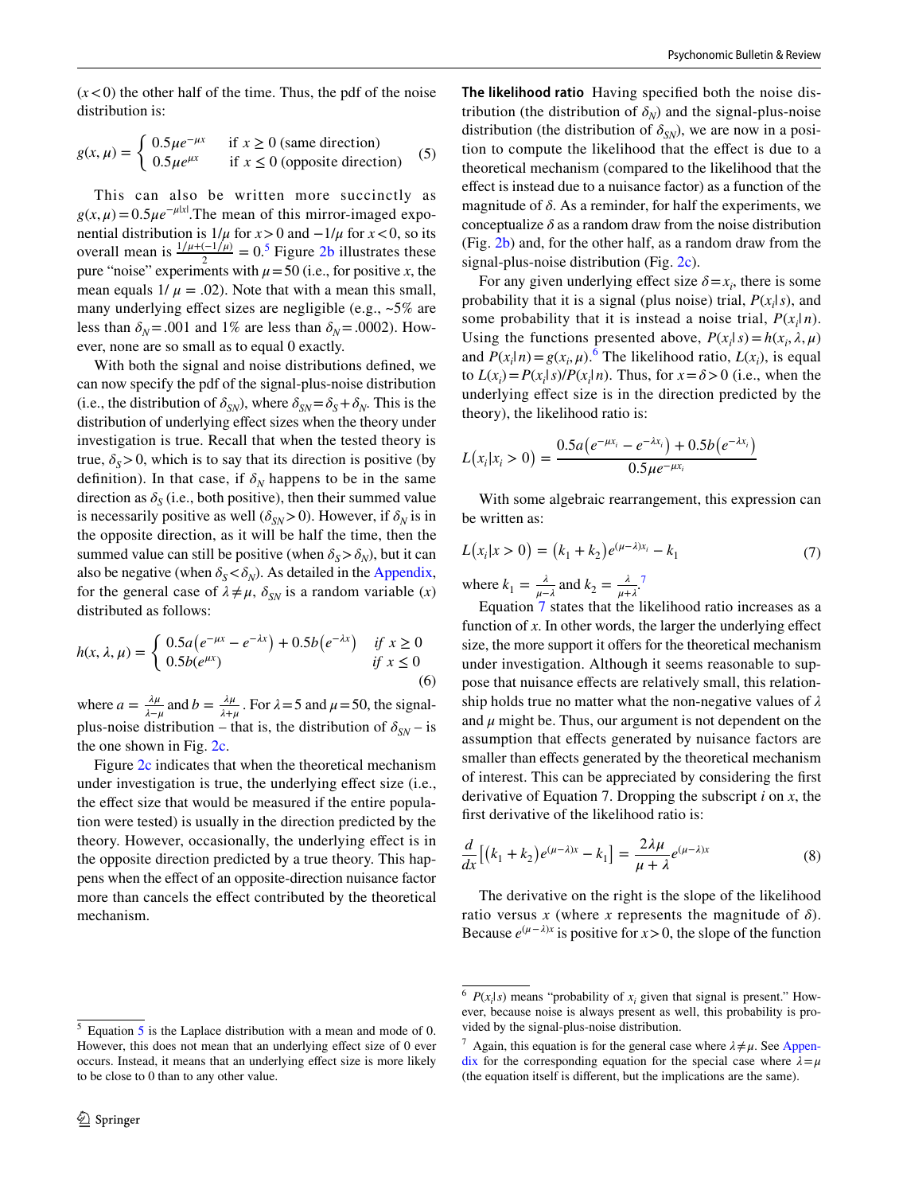($x < 0$) the other half of the time. Thus, the pdf of the noise distribution is:

$$g(x, \mu) = \begin{cases} 0.5\mu e^{-\mu x} & \text{if } x \geq 0 \text{ (same direction)} \\ 0.5\mu e^{\mu x} & \text{if } x \leq 0 \text{ (opposite direction)} \end{cases} \quad (5)$$

This can also be written more succinctly as $g(x, \mu) = 0.5\mu e^{-\mu|x|}$. The mean of this mirror-imaged exponential distribution is $1/\mu$ for $x > 0$ and $-1/\mu$ for $x < 0$, so its overall mean is $\frac{1/\mu + (-1/\mu)}{2} = 0$.[5] Figure 2b illustrates these pure "noise" experiments with $\mu = 50$ (i.e., for positive $x$, the mean equals $1/\mu = .02$). Note that with a mean this small, many underlying effect sizes are negligible (e.g., ~5% are less than $\delta_N = .001$ and 1% are less than $\delta_N = .0002$). However, none are so small as to equal 0 exactly.

With both the signal and noise distributions defined, we can now specify the pdf of the signal-plus-noise distribution (i.e., the distribution of $\delta_{SN}$), where $\delta_{SN} = \delta_S + \delta_N$. This is the distribution of underlying effect sizes when the theory under investigation is true. Recall that when the tested theory is true, $\delta_S > 0$, which is to say that its direction is positive (by definition). In that case, if $\delta_N$ happens to be in the same direction as $\delta_S$ (i.e., both positive), then their summed value is necessarily positive as well ($\delta_{SN} > 0$). However, if $\delta_N$ is in the opposite direction, as it will be half the time, then the summed value can still be positive (when $\delta_S > \delta_N$), but it can also be negative (when $\delta_S < \delta_N$). As detailed in the Appendix, for the general case of $\lambda \neq \mu$, $\delta_{SN}$ is a random variable ($x$) distributed as follows:

$$h(x, \lambda, \mu) = \begin{cases} 0.5a\left(e^{-\mu x} - e^{-\lambda x}\right) + 0.5b\left(e^{-\lambda x}\right) & \text{if } x \geq 0 \\ 0.5b\left(e^{\mu x}\right) & \text{if } x \leq 0 \end{cases} \quad (6)$$

where $a = \frac{\lambda\mu}{\lambda-\mu}$ and $b = \frac{\lambda\mu}{\lambda+\mu}$. For $\lambda = 5$ and $\mu = 50$, the signal-plus-noise distribution – that is, the distribution of $\delta_{SN}$ – is the one shown in Fig. 2c.

Figure 2c indicates that when the theoretical mechanism under investigation is true, the underlying effect size (i.e., the effect size that would be measured if the entire population were tested) is usually in the direction predicted by the theory. However, occasionally, the underlying effect is in the opposite direction predicted by a true theory. This happens when the effect of an opposite-direction nuisance factor more than cancels the effect contributed by the theoretical mechanism.

**The likelihood ratio** Having specified both the noise distribution (the distribution of $\delta_N$) and the signal-plus-noise distribution (the distribution of $\delta_{SN}$), we are now in a position to compute the likelihood that the effect is due to a theoretical mechanism (compared to the likelihood that the effect is instead due to a nuisance factor) as a function of the magnitude of $\delta$. As a reminder, for half the experiments, we conceptualize $\delta$ as a random draw from the noise distribution (Fig. 2b) and, for the other half, as a random draw from the signal-plus-noise distribution (Fig. 2c).

For any given underlying effect size $\delta = x_i$, there is some probability that it is a signal (plus noise) trial, $P(x_i|s)$, and some probability that it is instead a noise trial, $P(x_i|n)$. Using the functions presented above, $P(x_i|s) = h(x_i, \lambda, \mu)$ and $P(x_i|n) = g(x_i, \mu)$.[6] The likelihood ratio, $L(x_i)$, is equal to $L(x_i) = P(x_i|s)/P(x_i|n)$. Thus, for $x = \delta > 0$ (i.e., when the underlying effect size is in the direction predicted by the theory), the likelihood ratio is:

$$L\left(x_i|x_i > 0\right) = \frac{0.5a\left(e^{-\mu x_i} - e^{-\lambda x_i}\right) + 0.5b\left(e^{-\lambda x_i}\right)}{0.5\mu e^{-\mu x_i}}$$

With some algebraic rearrangement, this expression can be written as:

$$L\left(x_i|x > 0\right) = \left(k_1 + k_2\right)e^{(\mu-\lambda)x_i} - k_1 \quad (7)$$

where $k_1 = \frac{\lambda}{\mu-\lambda}$ and $k_2 = \frac{\lambda}{\mu+\lambda}$.[7]

Equation 7 states that the likelihood ratio increases as a function of $x$. In other words, the larger the underlying effect size, the more support it offers for the theoretical mechanism under investigation. Although it seems reasonable to suppose that nuisance effects are relatively small, this relationship holds true no matter what the non-negative values of $\lambda$ and $\mu$ might be. Thus, our argument is not dependent on the assumption that effects generated by nuisance factors are smaller than effects generated by the theoretical mechanism of interest. This can be appreciated by considering the first derivative of Equation 7. Dropping the subscript $i$ on $x$, the first derivative of the likelihood ratio is:

$$\frac{d}{dx}\left[\left(k_1 + k_2\right)e^{(\mu-\lambda)x} - k_1\right] = \frac{2\lambda\mu}{\mu + \lambda}e^{(\mu-\lambda)x} \quad (8)$$

The derivative on the right is the slope of the likelihood ratio versus $x$ (where $x$ represents the magnitude of $\delta$). Because $e^{(\mu-\lambda)x}$ is positive for $x > 0$, the slope of the function

---

[5] Equation 5 is the Laplace distribution with a mean and mode of 0. However, this does not mean that an underlying effect size of 0 ever occurs. Instead, it means that an underlying effect size is more likely to be close to 0 than to any other value.

[6] $P(x_i|s)$ means "probability of $x_i$ given that signal is present." However, noise is always present as well, this probability is provided by the signal-plus-noise distribution.

[7] Again, this equation is for the general case where $\lambda \neq \mu$. See Appendix for the corresponding equation for the special case where $\lambda = \mu$ (the equation itself is different, but the implications are the same).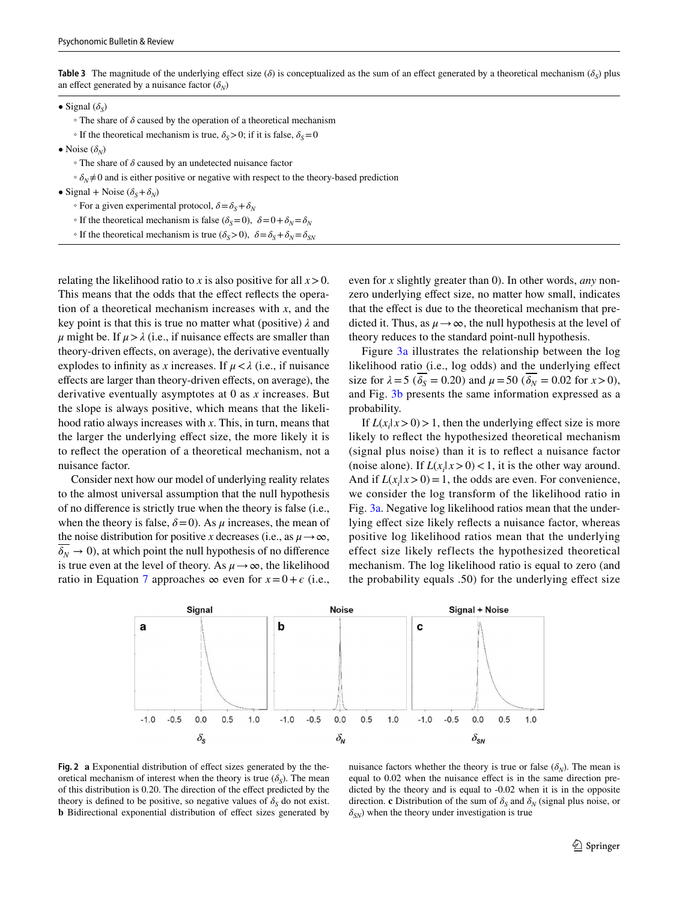**Table 3** The magnitude of the underlying effect size ($\delta$) is conceptualized as the sum of an effect generated by a theoretical mechanism ($\delta_S$) plus an effect generated by a nuisance factor ($\delta_N$)

- Signal ($\delta_S$)
  - The share of $\delta$ caused by the operation of a theoretical mechanism
  - If the theoretical mechanism is true, $\delta_S > 0$; if it is false, $\delta_S = 0$
- Noise ($\delta_N$)
  - The share of $\delta$ caused by an undetected nuisance factor
  - $\delta_N \neq 0$ and is either positive or negative with respect to the theory-based prediction
- Signal + Noise ($\delta_S + \delta_N$)
  - For a given experimental protocol, $\delta = \delta_S + \delta_N$
  - If the theoretical mechanism is false ($\delta_S = 0$), $\delta = 0 + \delta_N = \delta_N$
  - If the theoretical mechanism is true ($\delta_S > 0$), $\delta = \delta_S + \delta_N = \delta_{SN}$

relating the likelihood ratio to $x$ is also positive for all $x > 0$. This means that the odds that the effect reflects the operation of a theoretical mechanism increases with $x$, and the key point is that this is true no matter what (positive) $\lambda$ and $\mu$ might be. If $\mu > \lambda$ (i.e., if nuisance effects are smaller than theory-driven effects, on average), the derivative eventually explodes to infinity as $x$ increases. If $\mu < \lambda$ (i.e., if nuisance effects are larger than theory-driven effects, on average), the derivative eventually asymptotes at 0 as $x$ increases. But the slope is always positive, which means that the likelihood ratio always increases with $x$. This, in turn, means that the larger the underlying effect size, the more likely it is to reflect the operation of a theoretical mechanism, not a nuisance factor.

Consider next how our model of underlying reality relates to the almost universal assumption that the null hypothesis of no difference is strictly true when the theory is false (i.e., when the theory is false, $\delta = 0$). As $\mu$ increases, the mean of the noise distribution for positive $x$ decreases (i.e., as $\mu \to \infty$, $\overline{\delta_N} \to 0$), at which point the null hypothesis of no difference is true even at the level of theory. As $\mu \to \infty$, the likelihood ratio in Equation 7 approaches $\infty$ even for $x = 0 + \epsilon$ (i.e., even for $x$ slightly greater than 0). In other words, *any* non-zero underlying effect size, no matter how small, indicates that the effect is due to the theoretical mechanism that predicted it. Thus, as $\mu \to \infty$, the null hypothesis at the level of theory reduces to the standard point-null hypothesis.

Figure 3a illustrates the relationship between the log likelihood ratio (i.e., log odds) and the underlying effect size for $\lambda = 5$ ($\overline{\delta_S} = 0.20$) and $\mu = 50$ ($\overline{\delta_N} = 0.02$ for $x > 0$), and Fig. 3b presents the same information expressed as a probability.

If $L(x_i|x > 0) > 1$, then the underlying effect size is more likely to reflect the hypothesized theoretical mechanism (signal plus noise) than it is to reflect a nuisance factor (noise alone). If $L(x_i|x > 0) < 1$, it is the other way around. And if $L(x_i|x > 0) = 1$, the odds are even. For convenience, we consider the log transform of the likelihood ratio in Fig. 3a. Negative log likelihood ratios mean that the underlying effect size likely reflects a nuisance factor, whereas positive log likelihood ratios mean that the underlying effect size likely reflects the hypothesized theoretical mechanism. The log likelihood ratio is equal to zero (and the probability equals .50) for the underlying effect size

**Fig. 2** **a** Exponential distribution of effect sizes generated by the theoretical mechanism of interest when the theory is true ($\delta_S$). The mean of this distribution is 0.20. The direction of the effect predicted by the theory is defined to be positive, so negative values of $\delta_S$ do not exist. **b** Bidirectional exponential distribution of effect sizes generated by nuisance factors whether the theory is true or false ($\delta_N$). The mean is equal to 0.02 when the nuisance effect is in the same direction predicted by the theory and is equal to -0.02 when it is in the opposite direction. **c** Distribution of the sum of $\delta_S$ and $\delta_N$ (signal plus noise, or $\delta_{SN}$) when the theory under investigation is true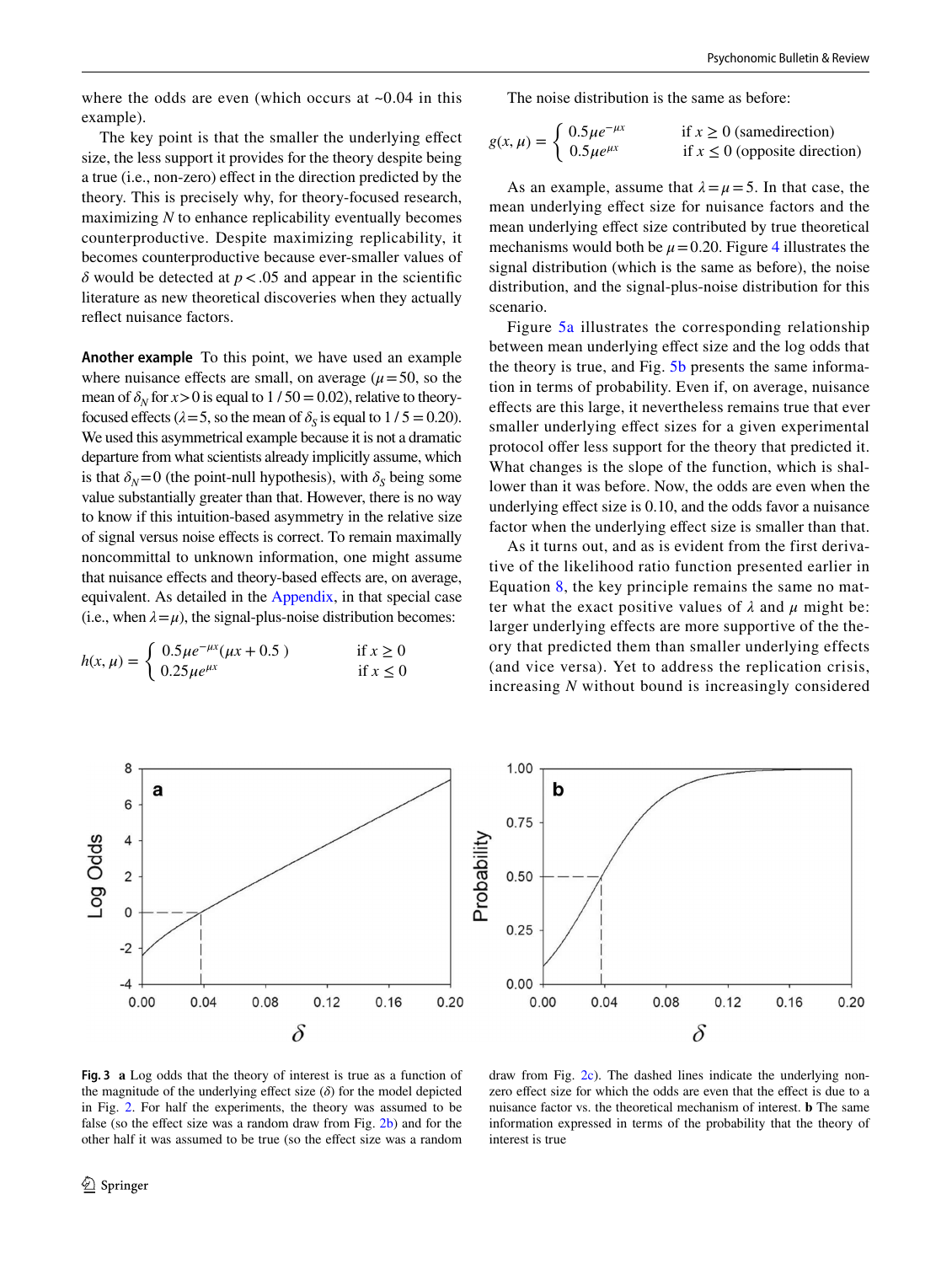where the odds are even (which occurs at ~0.04 in this example).

The key point is that the smaller the underlying effect size, the less support it provides for the theory despite being a true (i.e., non-zero) effect in the direction predicted by the theory. This is precisely why, for theory-focused research, maximizing $N$ to enhance replicability eventually becomes counterproductive. Despite maximizing replicability, it becomes counterproductive because ever-smaller values of $\delta$ would be detected at $p < .05$ and appear in the scientific literature as new theoretical discoveries when they actually reflect nuisance factors.

**Another example** To this point, we have used an example where nuisance effects are small, on average ($\mu = 50$, so the mean of $\delta_N$ for $x > 0$ is equal to $1 / 50 = 0.02$), relative to theory-focused effects ($\lambda = 5$, so the mean of $\delta_S$ is equal to $1 / 5 = 0.20$). We used this asymmetrical example because it is not a dramatic departure from what scientists already implicitly assume, which is that $\delta_N = 0$ (the point-null hypothesis), with $\delta_S$ being some value substantially greater than that. However, there is no way to know if this intuition-based asymmetry in the relative size of signal versus noise effects is correct. To remain maximally noncommittal to unknown information, one might assume that nuisance effects and theory-based effects are, on average, equivalent. As detailed in the Appendix, in that special case (i.e., when $\lambda = \mu$), the signal-plus-noise distribution becomes:

$$h(x,\mu) = \begin{cases} 0.5\mu e^{-\mu x}(\mu x + 0.5) & \text{if } x \geq 0 \\ 0.25\mu e^{\mu x} & \text{if } x \leq 0 \end{cases}$$

The noise distribution is the same as before:

$$g(x,\mu) = \begin{cases} 0.5\mu e^{-\mu x} & \text{if } x \geq 0 \text{ (samedirection)} \\ 0.5\mu e^{\mu x} & \text{if } x \leq 0 \text{ (opposite direction)} \end{cases}$$

As an example, assume that $\lambda = \mu = 5$. In that case, the mean underlying effect size for nuisance factors and the mean underlying effect size contributed by true theoretical mechanisms would both be $\mu = 0.20$. Figure 4 illustrates the signal distribution (which is the same as before), the noise distribution, and the signal-plus-noise distribution for this scenario.

Figure 5a illustrates the corresponding relationship between mean underlying effect size and the log odds that the theory is true, and Fig. 5b presents the same information in terms of probability. Even if, on average, nuisance effects are this large, it nevertheless remains true that ever smaller underlying effect sizes for a given experimental protocol offer less support for the theory that predicted it. What changes is the slope of the function, which is shallower than it was before. Now, the odds are even when the underlying effect size is 0.10, and the odds favor a nuisance factor when the underlying effect size is smaller than that.

As it turns out, and as is evident from the first derivative of the likelihood ratio function presented earlier in Equation 8, the key principle remains the same no matter what the exact positive values of $\lambda$ and $\mu$ might be: larger underlying effects are more supportive of the theory that predicted them than smaller underlying effects (and vice versa). Yet to address the replication crisis, increasing $N$ without bound is increasingly considered

**Fig. 3** **a** Log odds that the theory of interest is true as a function of the magnitude of the underlying effect size ($\delta$) for the model depicted in Fig. 2. For half the experiments, the theory was assumed to be false (so the effect size was a random draw from Fig. 2b) and for the other half it was assumed to be true (so the effect size was a random draw from Fig. 2c). The dashed lines indicate the underlying non-zero effect size for which the odds are even that the effect is due to a nuisance factor vs. the theoretical mechanism of interest. **b** The same information expressed in terms of the probability that the theory of interest is true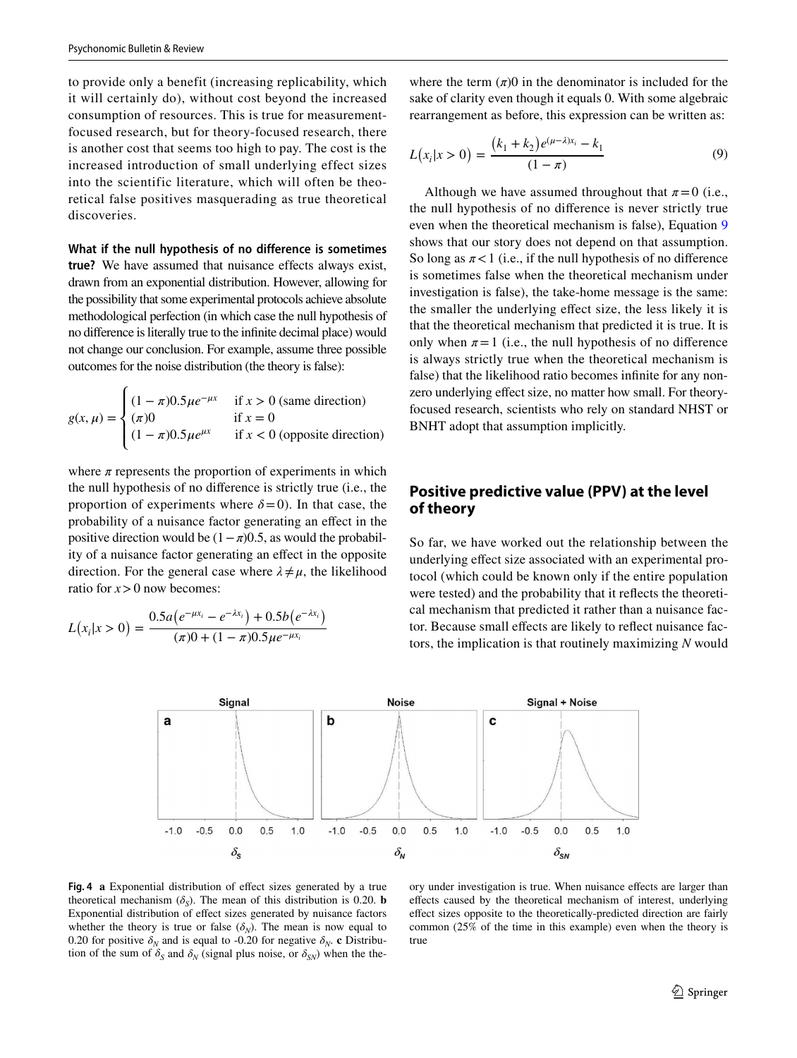to provide only a benefit (increasing replicability, which it will certainly do), without cost beyond the increased consumption of resources. This is true for measurement-focused research, but for theory-focused research, there is another cost that seems too high to pay. The cost is the increased introduction of small underlying effect sizes into the scientific literature, which will often be theoretical false positives masquerading as true theoretical discoveries.

**What if the null hypothesis of no difference is sometimes true?** We have assumed that nuisance effects always exist, drawn from an exponential distribution. However, allowing for the possibility that some experimental protocols achieve absolute methodological perfection (in which case the null hypothesis of no difference is literally true to the infinite decimal place) would not change our conclusion. For example, assume three possible outcomes for the noise distribution (the theory is false):

$$g(x,\mu) = \begin{cases} (1-\pi)0.5\mu e^{-\mu x} & \text{if } x > 0 \text{ (same direction)} \\ (\pi)0 & \text{if } x = 0 \\ (1-\pi)0.5\mu e^{\mu x} & \text{if } x < 0 \text{ (opposite direction)} \end{cases}$$

where $\pi$ represents the proportion of experiments in which the null hypothesis of no difference is strictly true (i.e., the proportion of experiments where $\delta = 0$). In that case, the probability of a nuisance factor generating an effect in the positive direction would be $(1-\pi)0.5$, as would the probability of a nuisance factor generating an effect in the opposite direction. For the general case where $\lambda \neq \mu$, the likelihood ratio for $x > 0$ now becomes:

$$L(x_i|x>0) = \frac{0.5a\left(e^{-\mu x_i} - e^{-\lambda x_i}\right) + 0.5b\left(e^{-\lambda x_i}\right)}{(\pi)0 + (1-\pi)0.5\mu e^{-\mu x_i}}$$

where the term $(\pi)0$ in the denominator is included for the sake of clarity even though it equals 0. With some algebraic rearrangement as before, this expression can be written as:

$$L(x_i|x>0) = \frac{\left(k_1+k_2\right)e^{(\mu-\lambda)x_i} - k_1}{(1-\pi)} \tag{9}$$

Although we have assumed throughout that $\pi = 0$ (i.e., the null hypothesis of no difference is never strictly true even when the theoretical mechanism is false), Equation 9 shows that our story does not depend on that assumption. So long as $\pi < 1$ (i.e., if the null hypothesis of no difference is sometimes false when the theoretical mechanism under investigation is false), the take-home message is the same: the smaller the underlying effect size, the less likely it is that the theoretical mechanism that predicted it is true. It is only when $\pi = 1$ (i.e., the null hypothesis of no difference is always strictly true when the theoretical mechanism is false) that the likelihood ratio becomes infinite for any non-zero underlying effect size, no matter how small. For theory-focused research, scientists who rely on standard NHST or BNHT adopt that assumption implicitly.

## Positive predictive value (PPV) at the level of theory

So far, we have worked out the relationship between the underlying effect size associated with an experimental protocol (which could be known only if the entire population were tested) and the probability that it reflects the theoretical mechanism that predicted it rather than a nuisance factor. Because small effects are likely to reflect nuisance factors, the implication is that routinely maximizing $N$ would

**Fig. 4** **a** Exponential distribution of effect sizes generated by a true theoretical mechanism ($\delta_S$). The mean of this distribution is 0.20. **b** Exponential distribution of effect sizes generated by nuisance factors whether the theory is true or false ($\delta_N$). The mean is now equal to 0.20 for positive $\delta_N$ and is equal to -0.20 for negative $\delta_N$. **c** Distribution of the sum of $\delta_S$ and $\delta_N$ (signal plus noise, or $\delta_{SN}$) when the theory under investigation is true. When nuisance effects are larger than effects caused by the theoretical mechanism of interest, underlying effect sizes opposite to the theoretically-predicted direction are fairly common (25% of the time in this example) even when the theory is true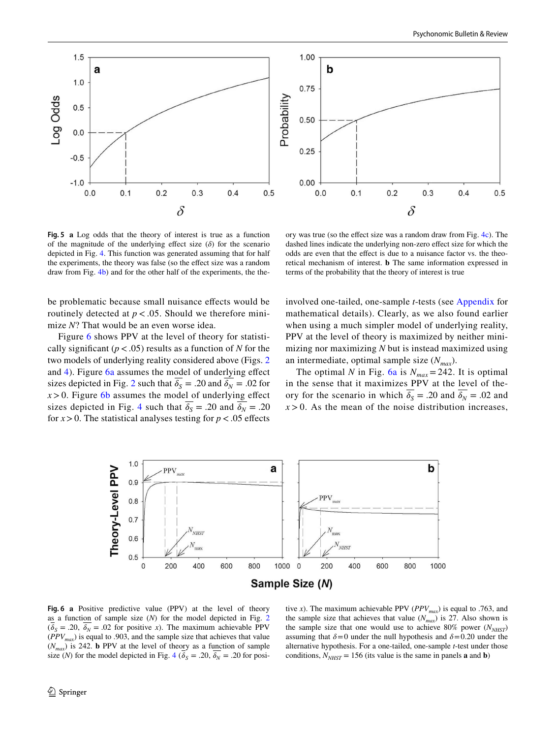**Fig. 5** **a** Log odds that the theory of interest is true as a function of the magnitude of the underlying effect size ($\delta$) for the scenario depicted in Fig. 4. This function was generated assuming that for half the experiments, the theory was false (so the effect size was a random draw from Fig. 4b) and for the other half of the experiments, the theory was true (so the effect size was a random draw from Fig. 4c). The dashed lines indicate the underlying non-zero effect size for which the odds are even that the effect is due to a nuisance factor vs. the theoretical mechanism of interest. **b** The same information expressed in terms of the probability that the theory of interest is true

be problematic because small nuisance effects would be routinely detected at $p < .05$. Should we therefore minimize $N$? That would be an even worse idea.

Figure 6 shows PPV at the level of theory for statistically significant ($p < .05$) results as a function of $N$ for the two models of underlying reality considered above (Figs. 2 and 4). Figure 6a assumes the model of underlying effect sizes depicted in Fig. 2 such that $\overline{\delta_S} = .20$ and $\overline{\delta_N} = .02$ for $x > 0$. Figure 6b assumes the model of underlying effect sizes depicted in Fig. 4 such that $\overline{\delta_S} = .20$ and $\overline{\delta_N} = .20$ for $x > 0$. The statistical analyses testing for $p < .05$ effects involved one-tailed, one-sample $t$-tests (see Appendix for mathematical details). Clearly, as we also found earlier when using a much simpler model of underlying reality, PPV at the level of theory is maximized by neither minimizing nor maximizing $N$ but is instead maximized using an intermediate, optimal sample size ($N_{max}$).

The optimal $N$ in Fig. 6a is $N_{max} = 242$. It is optimal in the sense that it maximizes PPV at the level of theory for the scenario in which $\overline{\delta_S} = .20$ and $\overline{\delta_N} = .02$ and $x > 0$. As the mean of the noise distribution increases,

**Fig. 6** **a** Positive predictive value (PPV) at the level of theory as a function of sample size ($N$) for the model depicted in Fig. 2 ($\overline{\delta_S} = .20$, $\overline{\delta_N} = .02$ for positive $x$). The maximum achievable PPV ($PPV_{max}$) is equal to .903, and the sample size that achieves that value ($N_{max}$) is 242. **b** PPV at the level of theory as a function of sample size ($N$) for the model depicted in Fig. 4 ($\overline{\delta_S} = .20$, $\overline{\delta_N} = .20$ for positive $x$). The maximum achievable PPV ($PPV_{max}$) is equal to .763, and the sample size that achieves that value ($N_{max}$) is 27. Also shown is the sample size that one would use to achieve 80% power ($N_{NHST}$) assuming that $\delta = 0$ under the null hypothesis and $\delta = 0.20$ under the alternative hypothesis. For a one-tailed, one-sample $t$-test under those conditions, $N_{NHST} = 156$ (its value is the same in panels **a** and **b**)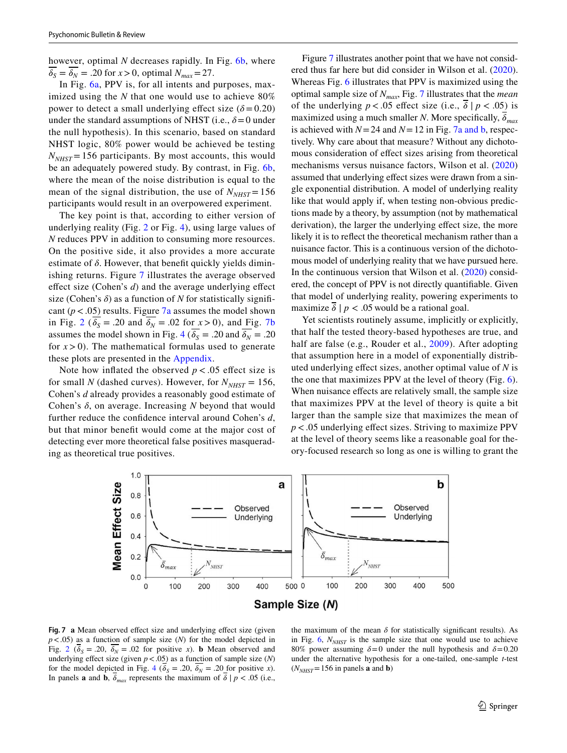however, optimal $N$ decreases rapidly. In Fig. 6b, where $\overline{\delta_S} = \overline{\delta_N} = .20$ for $x > 0$, optimal $N_{max} = 27$.

In Fig. 6a, PPV is, for all intents and purposes, maximized using the $N$ that one would use to achieve 80% power to detect a small underlying effect size ($\delta = 0.20$) under the standard assumptions of NHST (i.e., $\delta = 0$ under the null hypothesis). In this scenario, based on standard NHST logic, 80% power would be achieved be testing $N_{NHST} = 156$ participants. By most accounts, this would be an adequately powered study. By contrast, in Fig. 6b, where the mean of the noise distribution is equal to the mean of the signal distribution, the use of $N_{NHST} = 156$ participants would result in an overpowered experiment.

The key point is that, according to either version of underlying reality (Fig. 2 or Fig. 4), using large values of $N$ reduces PPV in addition to consuming more resources. On the positive side, it also provides a more accurate estimate of $\delta$. However, that benefit quickly yields diminishing returns. Figure 7 illustrates the average observed effect size (Cohen's $d$) and the average underlying effect size (Cohen's $\delta$) as a function of $N$ for statistically significant ($p < .05$) results. Figure 7a assumes the model shown in Fig. 2 ($\overline{\delta_S} = .20$ and $\overline{\delta_N} = .02$ for $x > 0$), and Fig. 7b assumes the model shown in Fig. 4 ($\overline{\delta_S} = .20$ and $\overline{\delta_N} = .20$ for $x > 0$). The mathematical formulas used to generate these plots are presented in the Appendix.

Note how inflated the observed $p < .05$ effect size is for small $N$ (dashed curves). However, for $N_{NHST} = 156$, Cohen's $d$ already provides a reasonably good estimate of Cohen's $\delta$, on average. Increasing $N$ beyond that would further reduce the confidence interval around Cohen's $d$, but that minor benefit would come at the major cost of detecting ever more theoretical false positives masquerading as theoretical true positives.

Figure 7 illustrates another point that we have not considered thus far here but did consider in Wilson et al. (2020). Whereas Fig. 6 illustrates that PPV is maximized using the optimal sample size of $N_{max}$, Fig. 7 illustrates that the *mean* of the underlying $p < .05$ effect size (i.e., $\overline{\delta} \mid p < .05$) is maximized using a much smaller $N$. More specifically, $\overline{\delta}_{max}$ is achieved with $N = 24$ and $N = 12$ in Fig. 7a and b, respectively. Why care about that measure? Without any dichotomous consideration of effect sizes arising from theoretical mechanisms versus nuisance factors, Wilson et al. (2020) assumed that underlying effect sizes were drawn from a single exponential distribution. A model of underlying reality like that would apply if, when testing non-obvious predictions made by a theory, by assumption (not by mathematical derivation), the larger the underlying effect size, the more likely it is to reflect the theoretical mechanism rather than a nuisance factor. This is a continuous version of the dichotomous model of underlying reality that we have pursued here. In the continuous version that Wilson et al. (2020) considered, the concept of PPV is not directly quantifiable. Given that model of underlying reality, powering experiments to maximize $\overline{\delta} \mid p < .05$ would be a rational goal.

Yet scientists routinely assume, implicitly or explicitly, that half the tested theory-based hypotheses are true, and half are false (e.g., Rouder et al., 2009). After adopting that assumption here in a model of exponentially distributed underlying effect sizes, another optimal value of $N$ is the one that maximizes PPV at the level of theory (Fig. 6). When nuisance effects are relatively small, the sample size that maximizes PPV at the level of theory is quite a bit larger than the sample size that maximizes the mean of $p < .05$ underlying effect sizes. Striving to maximize PPV at the level of theory seems like a reasonable goal for theory-focused research so long as one is willing to grant the

**Fig. 7** **a** Mean observed effect size and underlying effect size (given $p < .05$) as a function of sample size ($N$) for the model depicted in Fig. 2 ($\overline{\delta_S} = .20$, $\overline{\delta_N} = .02$ for positive $x$). **b** Mean observed and underlying effect size (given $p < .05$) as a function of sample size ($N$) for the model depicted in Fig. 4 ($\overline{\delta_S} = .20$, $\overline{\delta_N} = .20$ for positive $x$). In panels **a** and **b**, $\overline{\delta}_{max}$ represents the maximum of $\overline{\delta} \mid p < .05$ (i.e., the maximum of the mean $\delta$ for statistically significant results). As in Fig. 6, $N_{NHST}$ is the sample size that one would use to achieve 80% power assuming $\delta = 0$ under the null hypothesis and $\delta = 0.20$ under the alternative hypothesis for a one-tailed, one-sample $t$-test ($N_{NHST} = 156$ in panels **a** and **b**)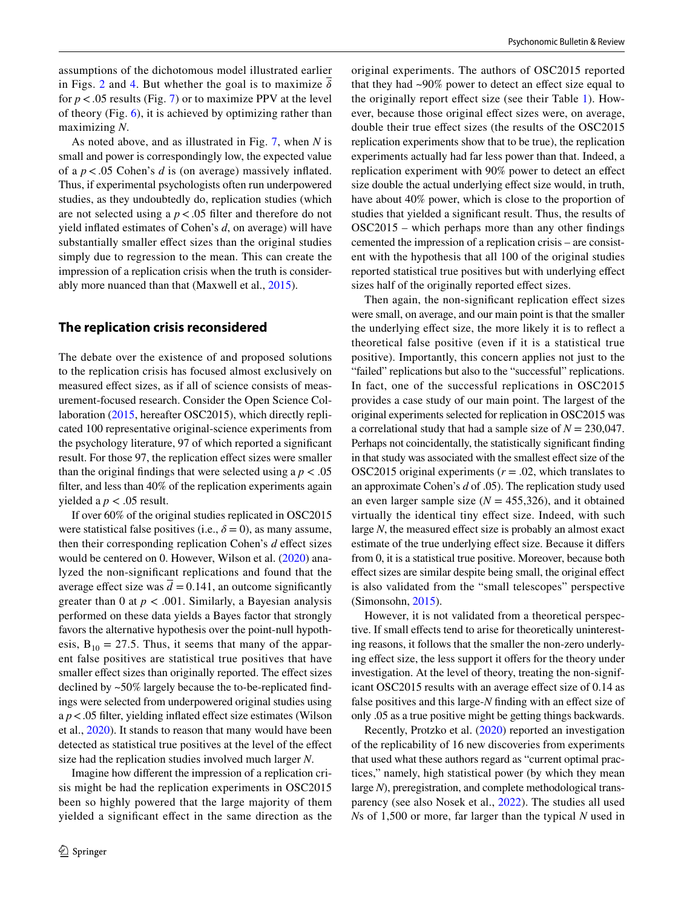assumptions of the dichotomous model illustrated earlier in Figs. 2 and 4. But whether the goal is to maximize $\overline{\delta}$ for $p < .05$ results (Fig. 7) or to maximize PPV at the level of theory (Fig. 6), it is achieved by optimizing rather than maximizing *N*.

As noted above, and as illustrated in Fig. 7, when *N* is small and power is correspondingly low, the expected value of a $p < .05$ Cohen's *d* is (on average) massively inflated. Thus, if experimental psychologists often run underpowered studies, as they undoubtedly do, replication studies (which are not selected using a $p < .05$ filter and therefore do not yield inflated estimates of Cohen's *d*, on average) will have substantially smaller effect sizes than the original studies simply due to regression to the mean. This can create the impression of a replication crisis when the truth is considerably more nuanced than that (Maxwell et al., 2015).

## The replication crisis reconsidered

The debate over the existence of and proposed solutions to the replication crisis has focused almost exclusively on measured effect sizes, as if all of science consists of measurement-focused research. Consider the Open Science Collaboration (2015, hereafter OSC2015), which directly replicated 100 representative original-science experiments from the psychology literature, 97 of which reported a significant result. For those 97, the replication effect sizes were smaller than the original findings that were selected using a $p < .05$ filter, and less than 40% of the replication experiments again yielded a $p < .05$ result.

If over 60% of the original studies replicated in OSC2015 were statistical false positives (i.e., $\delta = 0$), as many assume, then their corresponding replication Cohen's *d* effect sizes would be centered on 0. However, Wilson et al. (2020) analyzed the non-significant replications and found that the average effect size was $\overline{d} = 0.141$, an outcome significantly greater than 0 at $p < .001$. Similarly, a Bayesian analysis performed on these data yields a Bayes factor that strongly favors the alternative hypothesis over the point-null hypothesis, $B_{10} = 27.5$. Thus, it seems that many of the apparent false positives are statistical true positives that have smaller effect sizes than originally reported. The effect sizes declined by ~50% largely because the to-be-replicated findings were selected from underpowered original studies using a $p < .05$ filter, yielding inflated effect size estimates (Wilson et al., 2020). It stands to reason that many would have been detected as statistical true positives at the level of the effect size had the replication studies involved much larger *N*.

Imagine how different the impression of a replication crisis might be had the replication experiments in OSC2015 been so highly powered that the large majority of them yielded a significant effect in the same direction as the original experiments. The authors of OSC2015 reported that they had ~90% power to detect an effect size equal to the originally report effect size (see their Table 1). However, because those original effect sizes were, on average, double their true effect sizes (the results of the OSC2015 replication experiments show that to be true), the replication experiments actually had far less power than that. Indeed, a replication experiment with 90% power to detect an effect size double the actual underlying effect size would, in truth, have about 40% power, which is close to the proportion of studies that yielded a significant result. Thus, the results of OSC2015 – which perhaps more than any other findings cemented the impression of a replication crisis – are consistent with the hypothesis that all 100 of the original studies reported statistical true positives but with underlying effect sizes half of the originally reported effect sizes.

Then again, the non-significant replication effect sizes were small, on average, and our main point is that the smaller the underlying effect size, the more likely it is to reflect a theoretical false positive (even if it is a statistical true positive). Importantly, this concern applies not just to the "failed" replications but also to the "successful" replications. In fact, one of the successful replications in OSC2015 provides a case study of our main point. The largest of the original experiments selected for replication in OSC2015 was a correlational study that had a sample size of $N = 230{,}047$. Perhaps not coincidentally, the statistically significant finding in that study was associated with the smallest effect size of the OSC2015 original experiments ($r = .02$, which translates to an approximate Cohen's *d* of .05). The replication study used an even larger sample size ($N = 455{,}326$), and it obtained virtually the identical tiny effect size. Indeed, with such large *N*, the measured effect size is probably an almost exact estimate of the true underlying effect size. Because it differs from 0, it is a statistical true positive. Moreover, because both effect sizes are similar despite being small, the original effect is also validated from the "small telescopes" perspective (Simonsohn, 2015).

However, it is not validated from a theoretical perspective. If small effects tend to arise for theoretically uninteresting reasons, it follows that the smaller the non-zero underlying effect size, the less support it offers for the theory under investigation. At the level of theory, treating the non-significant OSC2015 results with an average effect size of 0.14 as false positives and this large-*N* finding with an effect size of only .05 as a true positive might be getting things backwards.

Recently, Protzko et al. (2020) reported an investigation of the replicability of 16 new discoveries from experiments that used what these authors regard as "current optimal practices," namely, high statistical power (by which they mean large *N*), preregistration, and complete methodological transparency (see also Nosek et al., 2022). The studies all used *N*s of 1,500 or more, far larger than the typical *N* used in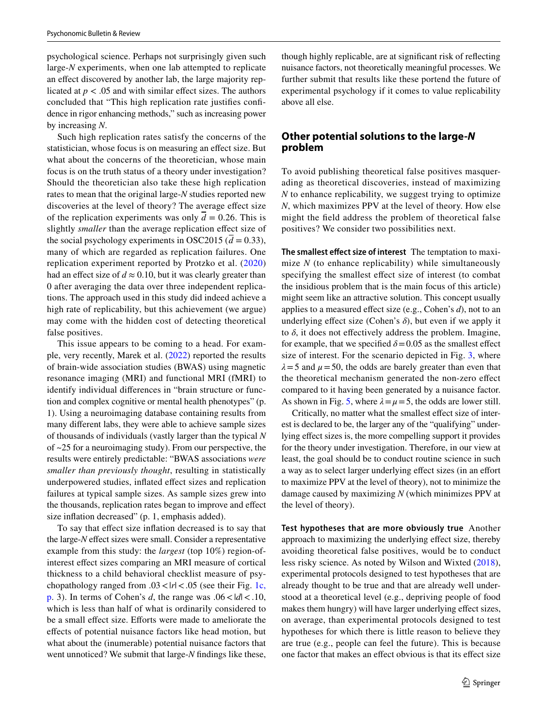psychological science. Perhaps not surprisingly given such large-*N* experiments, when one lab attempted to replicate an effect discovered by another lab, the large majority replicated at $p < .05$ and with similar effect sizes. The authors concluded that "This high replication rate justifies confidence in rigor enhancing methods," such as increasing power by increasing *N*.

Such high replication rates satisfy the concerns of the statistician, whose focus is on measuring an effect size. But what about the concerns of the theoretician, whose main focus is on the truth status of a theory under investigation? Should the theoretician also take these high replication rates to mean that the original large-*N* studies reported new discoveries at the level of theory? The average effect size of the replication experiments was only $\overline{d} = 0.26$. This is slightly *smaller* than the average replication effect size of the social psychology experiments in OSC2015 ($\overline{d} = 0.33$), many of which are regarded as replication failures. One replication experiment reported by Protzko et al. (2020) had an effect size of $d \approx 0.10$, but it was clearly greater than 0 after averaging the data over three independent replications. The approach used in this study did indeed achieve a high rate of replicability, but this achievement (we argue) may come with the hidden cost of detecting theoretical false positives.

This issue appears to be coming to a head. For example, very recently, Marek et al. (2022) reported the results of brain-wide association studies (BWAS) using magnetic resonance imaging (MRI) and functional MRI (fMRI) to identify individual differences in "brain structure or function and complex cognitive or mental health phenotypes" (p. 1). Using a neuroimaging database containing results from many different labs, they were able to achieve sample sizes of thousands of individuals (vastly larger than the typical *N* of ~25 for a neuroimaging study). From our perspective, the results were entirely predictable: "BWAS associations *were smaller than previously thought*, resulting in statistically underpowered studies, inflated effect sizes and replication failures at typical sample sizes. As sample sizes grew into the thousands, replication rates began to improve and effect size inflation decreased" (p. 1, emphasis added).

To say that effect size inflation decreased is to say that the large-*N* effect sizes were small. Consider a representative example from this study: the *largest* (top 10%) region-of-interest effect sizes comparing an MRI measure of cortical thickness to a child behavioral checklist measure of psychopathology ranged from $.03 < |r| < .05$ (see their Fig. 1c, p. 3). In terms of Cohen's *d*, the range was $.06 < |d| < .10$, which is less than half of what is ordinarily considered to be a small effect size. Efforts were made to ameliorate the effects of potential nuisance factors like head motion, but what about the (inumerable) potential nuisance factors that went unnoticed? We submit that large-*N* findings like these, though highly replicable, are at significant risk of reflecting nuisance factors, not theoretically meaningful processes. We further submit that results like these portend the future of experimental psychology if it comes to value replicability above all else.

## Other potential solutions to the large-*N* problem

To avoid publishing theoretical false positives masquerading as theoretical discoveries, instead of maximizing *N* to enhance replicability, we suggest trying to optimize *N*, which maximizes PPV at the level of theory. How else might the field address the problem of theoretical false positives? We consider two possibilities next.

**The smallest effect size of interest** The temptation to maximize *N* (to enhance replicability) while simultaneously specifying the smallest effect size of interest (to combat the insidious problem that is the main focus of this article) might seem like an attractive solution. This concept usually applies to a measured effect size (e.g., Cohen's *d*), not to an underlying effect size (Cohen's $\delta$), but even if we apply it to $\delta$, it does not effectively address the problem. Imagine, for example, that we specified $\delta = 0.05$ as the smallest effect size of interest. For the scenario depicted in Fig. 3, where $\lambda = 5$ and $\mu = 50$, the odds are barely greater than even that the theoretical mechanism generated the non-zero effect compared to it having been generated by a nuisance factor. As shown in Fig. 5, where $\lambda = \mu = 5$, the odds are lower still.

Critically, no matter what the smallest effect size of interest is declared to be, the larger any of the "qualifying" underlying effect sizes is, the more compelling support it provides for the theory under investigation. Therefore, in our view at least, the goal should be to conduct routine science in such a way as to select larger underlying effect sizes (in an effort to maximize PPV at the level of theory), not to minimize the damage caused by maximizing *N* (which minimizes PPV at the level of theory).

**Test hypotheses that are more obviously true** Another approach to maximizing the underlying effect size, thereby avoiding theoretical false positives, would be to conduct less risky science. As noted by Wilson and Wixted (2018), experimental protocols designed to test hypotheses that are already thought to be true and that are already well understood at a theoretical level (e.g., depriving people of food makes them hungry) will have larger underlying effect sizes, on average, than experimental protocols designed to test hypotheses for which there is little reason to believe they are true (e.g., people can feel the future). This is because one factor that makes an effect obvious is that its effect size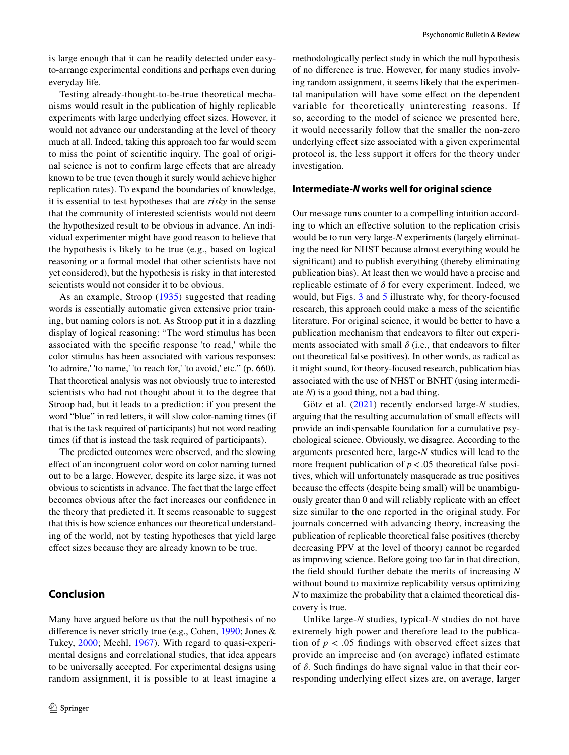is large enough that it can be readily detected under easy-to-arrange experimental conditions and perhaps even during everyday life.

Testing already-thought-to-be-true theoretical mechanisms would result in the publication of highly replicable experiments with large underlying effect sizes. However, it would not advance our understanding at the level of theory much at all. Indeed, taking this approach too far would seem to miss the point of scientific inquiry. The goal of original science is not to confirm large effects that are already known to be true (even though it surely would achieve higher replication rates). To expand the boundaries of knowledge, it is essential to test hypotheses that are *risky* in the sense that the community of interested scientists would not deem the hypothesized result to be obvious in advance. An individual experimenter might have good reason to believe that the hypothesis is likely to be true (e.g., based on logical reasoning or a formal model that other scientists have not yet considered), but the hypothesis is risky in that interested scientists would not consider it to be obvious.

As an example, Stroop (1935) suggested that reading words is essentially automatic given extensive prior training, but naming colors is not. As Stroop put it in a dazzling display of logical reasoning: "The word stimulus has been associated with the specific response 'to read,' while the color stimulus has been associated with various responses: 'to admire,' 'to name,' 'to reach for,' 'to avoid,' etc." (p. 660). That theoretical analysis was not obviously true to interested scientists who had not thought about it to the degree that Stroop had, but it leads to a prediction: if you present the word "blue" in red letters, it will slow color-naming times (if that is the task required of participants) but not word reading times (if that is instead the task required of participants).

The predicted outcomes were observed, and the slowing effect of an incongruent color word on color naming turned out to be a large. However, despite its large size, it was not obvious to scientists in advance. The fact that the large effect becomes obvious after the fact increases our confidence in the theory that predicted it. It seems reasonable to suggest that this is how science enhances our theoretical understanding of the world, not by testing hypotheses that yield large effect sizes because they are already known to be true.

## Conclusion

Many have argued before us that the null hypothesis of no difference is never strictly true (e.g., Cohen, 1990; Jones & Tukey, 2000; Meehl, 1967). With regard to quasi-experimental designs and correlational studies, that idea appears to be universally accepted. For experimental designs using random assignment, it is possible to at least imagine a methodologically perfect study in which the null hypothesis of no difference is true. However, for many studies involving random assignment, it seems likely that the experimental manipulation will have some effect on the dependent variable for theoretically uninteresting reasons. If so, according to the model of science we presented here, it would necessarily follow that the smaller the non-zero underlying effect size associated with a given experimental protocol is, the less support it offers for the theory under investigation.

### Intermediate-*N* works well for original science

Our message runs counter to a compelling intuition according to which an effective solution to the replication crisis would be to run very large-*N* experiments (largely eliminating the need for NHST because almost everything would be significant) and to publish everything (thereby eliminating publication bias). At least then we would have a precise and replicable estimate of $\delta$ for every experiment. Indeed, we would, but Figs. 3 and 5 illustrate why, for theory-focused research, this approach could make a mess of the scientific literature. For original science, it would be better to have a publication mechanism that endeavors to filter out experiments associated with small $\delta$ (i.e., that endeavors to filter out theoretical false positives). In other words, as radical as it might sound, for theory-focused research, publication bias associated with the use of NHST or BNHT (using intermediate *N*) is a good thing, not a bad thing.

Götz et al. (2021) recently endorsed large-*N* studies, arguing that the resulting accumulation of small effects will provide an indispensable foundation for a cumulative psychological science. Obviously, we disagree. According to the arguments presented here, large-*N* studies will lead to the more frequent publication of $p < .05$ theoretical false positives, which will unfortunately masquerade as true positives because the effects (despite being small) will be unambiguously greater than 0 and will reliably replicate with an effect size similar to the one reported in the original study. For journals concerned with advancing theory, increasing the publication of replicable theoretical false positives (thereby decreasing PPV at the level of theory) cannot be regarded as improving science. Before going too far in that direction, the field should further debate the merits of increasing *N* without bound to maximize replicability versus optimizing *N* to maximize the probability that a claimed theoretical discovery is true.

Unlike large-*N* studies, typical-*N* studies do not have extremely high power and therefore lead to the publication of $p < .05$ findings with observed effect sizes that provide an imprecise and (on average) inflated estimate of $\delta$. Such findings do have signal value in that their corresponding underlying effect sizes are, on average, larger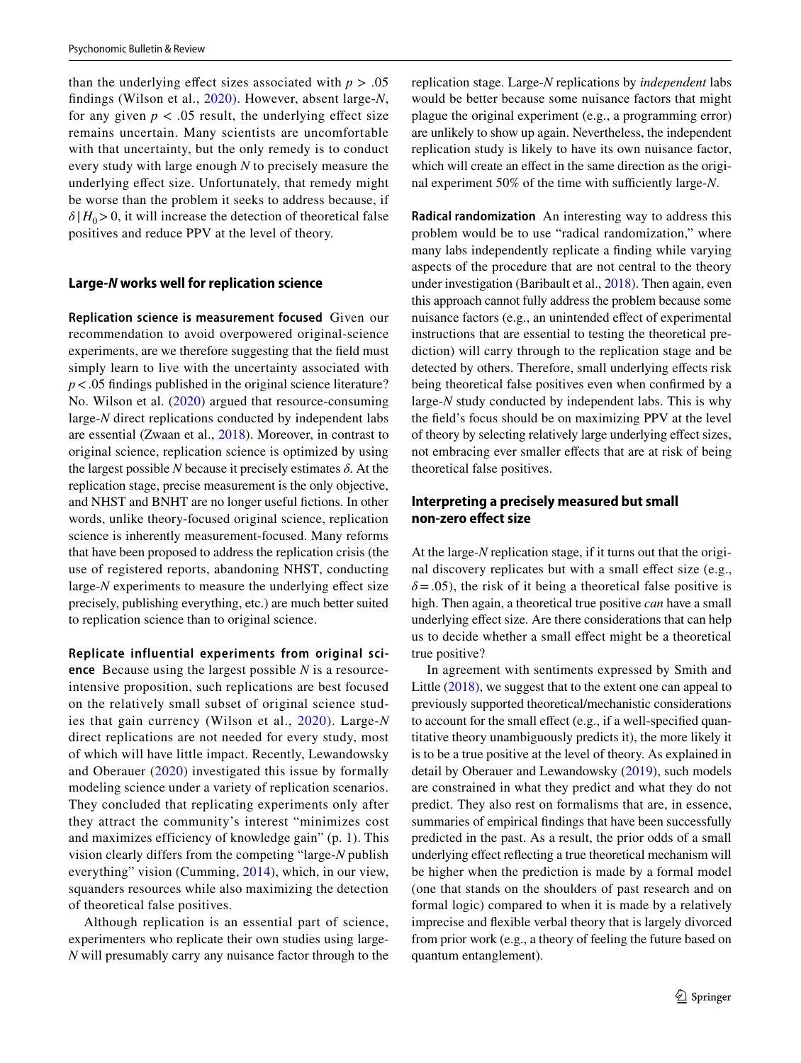than the underlying effect sizes associated with $p > .05$ findings (Wilson et al., 2020). However, absent large-*N*, for any given $p < .05$ result, the underlying effect size remains uncertain. Many scientists are uncomfortable with that uncertainty, but the only remedy is to conduct every study with large enough *N* to precisely measure the underlying effect size. Unfortunately, that remedy might be worse than the problem it seeks to address because, if $\delta \mid H_0 > 0$, it will increase the detection of theoretical false positives and reduce PPV at the level of theory.

## Large-*N* works well for replication science

**Replication science is measurement focused** Given our recommendation to avoid overpowered original-science experiments, are we therefore suggesting that the field must simply learn to live with the uncertainty associated with $p < .05$ findings published in the original science literature? No. Wilson et al. (2020) argued that resource-consuming large-*N* direct replications conducted by independent labs are essential (Zwaan et al., 2018). Moreover, in contrast to original science, replication science is optimized by using the largest possible *N* because it precisely estimates $\delta$. At the replication stage, precise measurement is the only objective, and NHST and BNHT are no longer useful fictions. In other words, unlike theory-focused original science, replication science is inherently measurement-focused. Many reforms that have been proposed to address the replication crisis (the use of registered reports, abandoning NHST, conducting large-*N* experiments to measure the underlying effect size precisely, publishing everything, etc.) are much better suited to replication science than to original science.

**Replicate influential experiments from original science** Because using the largest possible *N* is a resource-intensive proposition, such replications are best focused on the relatively small subset of original science studies that gain currency (Wilson et al., 2020). Large-*N* direct replications are not needed for every study, most of which will have little impact. Recently, Lewandowsky and Oberauer (2020) investigated this issue by formally modeling science under a variety of replication scenarios. They concluded that replicating experiments only after they attract the community's interest "minimizes cost and maximizes efficiency of knowledge gain" (p. 1). This vision clearly differs from the competing "large-*N* publish everything" vision (Cumming, 2014), which, in our view, squanders resources while also maximizing the detection of theoretical false positives.

Although replication is an essential part of science, experimenters who replicate their own studies using large-*N* will presumably carry any nuisance factor through to the replication stage. Large-*N* replications by *independent* labs would be better because some nuisance factors that might plague the original experiment (e.g., a programming error) are unlikely to show up again. Nevertheless, the independent replication study is likely to have its own nuisance factor, which will create an effect in the same direction as the original experiment 50% of the time with sufficiently large-*N*.

**Radical randomization** An interesting way to address this problem would be to use "radical randomization," where many labs independently replicate a finding while varying aspects of the procedure that are not central to the theory under investigation (Baribault et al., 2018). Then again, even this approach cannot fully address the problem because some nuisance factors (e.g., an unintended effect of experimental instructions that are essential to testing the theoretical prediction) will carry through to the replication stage and be detected by others. Therefore, small underlying effects risk being theoretical false positives even when confirmed by a large-*N* study conducted by independent labs. This is why the field's focus should be on maximizing PPV at the level of theory by selecting relatively large underlying effect sizes, not embracing ever smaller effects that are at risk of being theoretical false positives.

## Interpreting a precisely measured but small non-zero effect size

At the large-*N* replication stage, if it turns out that the original discovery replicates but with a small effect size (e.g., $\delta = .05$), the risk of it being a theoretical false positive is high. Then again, a theoretical true positive *can* have a small underlying effect size. Are there considerations that can help us to decide whether a small effect might be a theoretical true positive?

In agreement with sentiments expressed by Smith and Little (2018), we suggest that to the extent one can appeal to previously supported theoretical/mechanistic considerations to account for the small effect (e.g., if a well-specified quantitative theory unambiguously predicts it), the more likely it is to be a true positive at the level of theory. As explained in detail by Oberauer and Lewandowsky (2019), such models are constrained in what they predict and what they do not predict. They also rest on formalisms that are, in essence, summaries of empirical findings that have been successfully predicted in the past. As a result, the prior odds of a small underlying effect reflecting a true theoretical mechanism will be higher when the prediction is made by a formal model (one that stands on the shoulders of past research and on formal logic) compared to when it is made by a relatively imprecise and flexible verbal theory that is largely divorced from prior work (e.g., a theory of feeling the future based on quantum entanglement).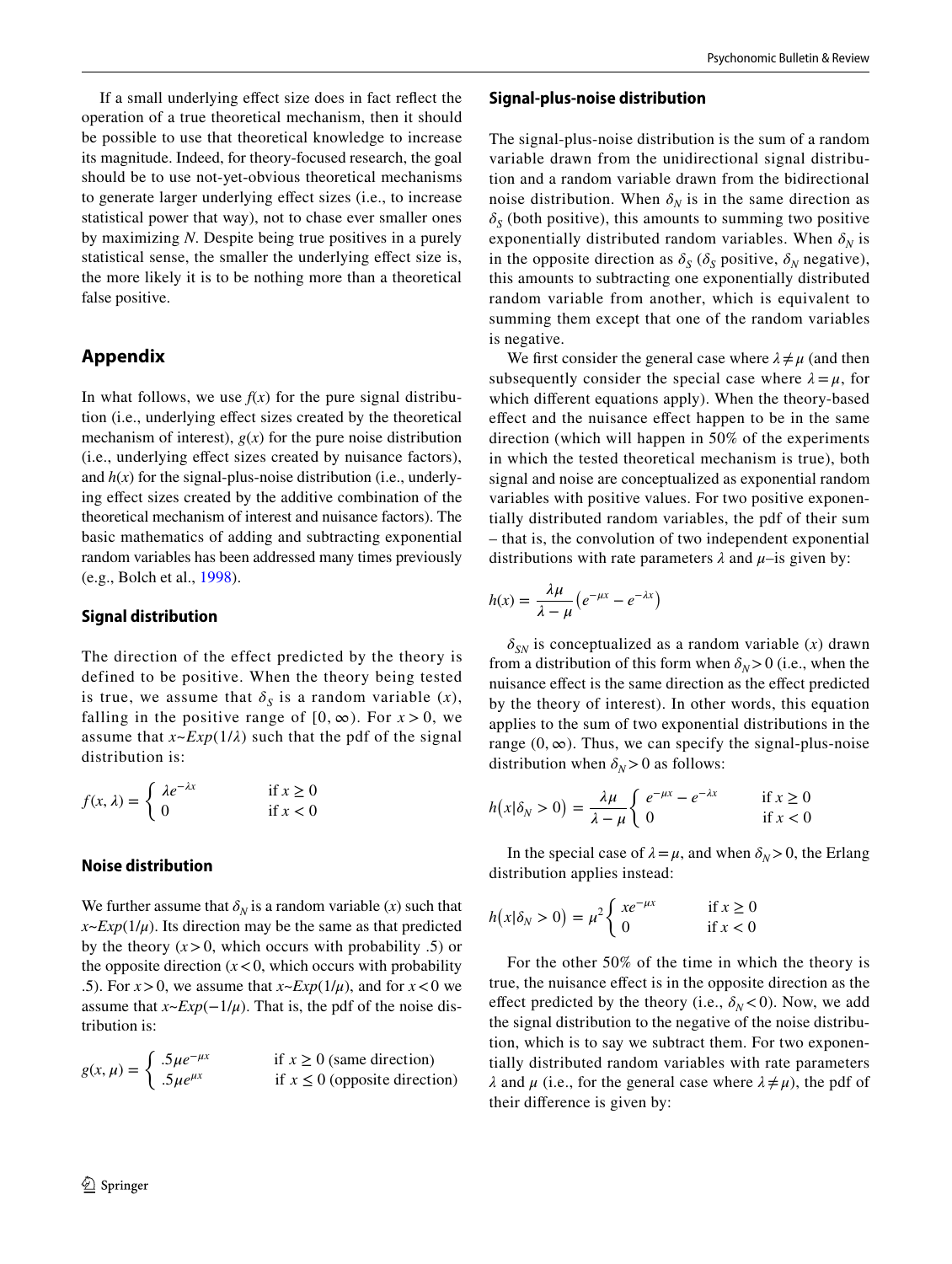If a small underlying effect size does in fact reflect the operation of a true theoretical mechanism, then it should be possible to use that theoretical knowledge to increase its magnitude. Indeed, for theory-focused research, the goal should be to use not-yet-obvious theoretical mechanisms to generate larger underlying effect sizes (i.e., to increase statistical power that way), not to chase ever smaller ones by maximizing *N*. Despite being true positives in a purely statistical sense, the smaller the underlying effect size is, the more likely it is to be nothing more than a theoretical false positive.

## Appendix

In what follows, we use *f*(*x*) for the pure signal distribution (i.e., underlying effect sizes created by the theoretical mechanism of interest), *g*(*x*) for the pure noise distribution (i.e., underlying effect sizes created by nuisance factors), and *h*(*x*) for the signal-plus-noise distribution (i.e., underlying effect sizes created by the additive combination of the theoretical mechanism of interest and nuisance factors). The basic mathematics of adding and subtracting exponential random variables has been addressed many times previously (e.g., Bolch et al., 1998).

### Signal distribution

The direction of the effect predicted by the theory is defined to be positive. When the theory being tested is true, we assume that $\delta_S$ is a random variable ($x$), falling in the positive range of $[0, \infty)$. For $x > 0$, we assume that $x \sim Exp(1/\lambda)$ such that the pdf of the signal distribution is:

$$f(x, \lambda) = \begin{cases} \lambda e^{-\lambda x} & \text{if } x \geq 0 \\ 0 & \text{if } x < 0 \end{cases}$$

### Noise distribution

We further assume that $\delta_N$ is a random variable ($x$) such that $x \sim Exp(1/\mu)$. Its direction may be the same as that predicted by the theory ($x > 0$, which occurs with probability .5) or the opposite direction ($x < 0$, which occurs with probability .5). For $x > 0$, we assume that $x \sim Exp(1/\mu)$, and for $x < 0$ we assume that $x \sim Exp(-1/\mu)$. That is, the pdf of the noise distribution is:

$$g(x, \mu) = \begin{cases} .5\mu e^{-\mu x} & \text{if } x \geq 0 \text{ (same direction)} \\ .5\mu e^{\mu x} & \text{if } x \leq 0 \text{ (opposite direction)} \end{cases}$$

### Signal-plus-noise distribution

The signal-plus-noise distribution is the sum of a random variable drawn from the unidirectional signal distribution and a random variable drawn from the bidirectional noise distribution. When $\delta_N$ is in the same direction as $\delta_S$ (both positive), this amounts to summing two positive exponentially distributed random variables. When $\delta_N$ is in the opposite direction as $\delta_S$ ($\delta_S$ positive, $\delta_N$ negative), this amounts to subtracting one exponentially distributed random variable from another, which is equivalent to summing them except that one of the random variables is negative.

We first consider the general case where $\lambda \neq \mu$ (and then subsequently consider the special case where $\lambda = \mu$, for which different equations apply). When the theory-based effect and the nuisance effect happen to be in the same direction (which will happen in 50% of the experiments in which the tested theoretical mechanism is true), both signal and noise are conceptualized as exponential random variables with positive values. For two positive exponentially distributed random variables, the pdf of their sum – that is, the convolution of two independent exponential distributions with rate parameters $\lambda$ and $\mu$–is given by:

$$h(x) = \frac{\lambda\mu}{\lambda - \mu}\left(e^{-\mu x} - e^{-\lambda x}\right)$$

$\delta_{SN}$ is conceptualized as a random variable ($x$) drawn from a distribution of this form when $\delta_N > 0$ (i.e., when the nuisance effect is the same direction as the effect predicted by the theory of interest). In other words, this equation applies to the sum of two exponential distributions in the range $(0, \infty)$. Thus, we can specify the signal-plus-noise distribution when $\delta_N > 0$ as follows:

$$h\left(x|\delta_N > 0\right) = \frac{\lambda\mu}{\lambda - \mu}\begin{cases} e^{-\mu x} - e^{-\lambda x} & \text{if } x \geq 0 \\ 0 & \text{if } x < 0 \end{cases}$$

In the special case of $\lambda = \mu$, and when $\delta_N > 0$, the Erlang distribution applies instead:

$$h\left(x|\delta_N > 0\right) = \mu^2\begin{cases} xe^{-\mu x} & \text{if } x \geq 0 \\ 0 & \text{if } x < 0 \end{cases}$$

For the other 50% of the time in which the theory is true, the nuisance effect is in the opposite direction as the effect predicted by the theory (i.e., $\delta_N < 0$). Now, we add the signal distribution to the negative of the noise distribution, which is to say we subtract them. For two exponentially distributed random variables with rate parameters $\lambda$ and $\mu$ (i.e., for the general case where $\lambda \neq \mu$), the pdf of their difference is given by: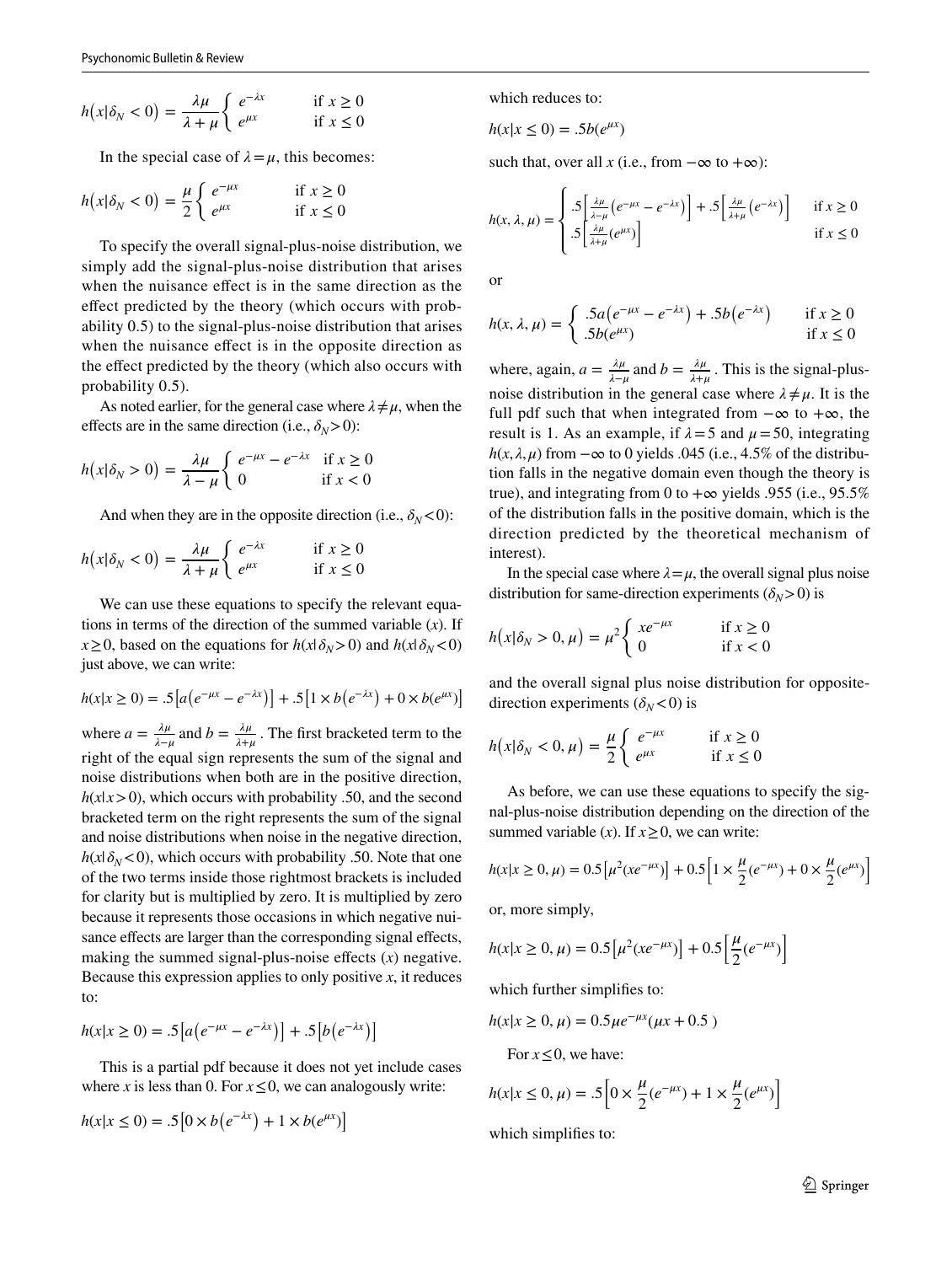$$h(x|\delta_N < 0) = \frac{\lambda\mu}{\lambda + \mu}\begin{cases} e^{-\lambda x} & \text{if } x \geq 0 \\ e^{\mu x} & \text{if } x \leq 0 \end{cases}$$

In the special case of $\lambda = \mu$, this becomes:

$$h(x|\delta_N < 0) = \frac{\mu}{2}\begin{cases} e^{-\mu x} & \text{if } x \geq 0 \\ e^{\mu x} & \text{if } x \leq 0 \end{cases}$$

To specify the overall signal-plus-noise distribution, we simply add the signal-plus-noise distribution that arises when the nuisance effect is in the same direction as the effect predicted by the theory (which occurs with probability 0.5) to the signal-plus-noise distribution that arises when the nuisance effect is in the opposite direction as the effect predicted by the theory (which also occurs with probability 0.5).

As noted earlier, for the general case where $\lambda \neq \mu$, when the effects are in the same direction (i.e., $\delta_N > 0$):

$$h(x|\delta_N > 0) = \frac{\lambda\mu}{\lambda - \mu}\begin{cases} e^{-\mu x} - e^{-\lambda x} & \text{if } x \geq 0 \\ 0 & \text{if } x < 0 \end{cases}$$

And when they are in the opposite direction (i.e., $\delta_N < 0$):

$$h(x|\delta_N < 0) = \frac{\lambda\mu}{\lambda + \mu}\begin{cases} e^{-\lambda x} & \text{if } x \geq 0 \\ e^{\mu x} & \text{if } x \leq 0 \end{cases}$$

We can use these equations to specify the relevant equations in terms of the direction of the summed variable ($x$). If $x \geq 0$, based on the equations for $h(x|\delta_N > 0)$ and $h(x|\delta_N < 0)$ just above, we can write:

$$h(x|x \geq 0) = .5\left[a\left(e^{-\mu x} - e^{-\lambda x}\right)\right] + .5\left[1 \times b\left(e^{-\lambda x}\right) + 0 \times b(e^{\mu x})\right]$$

where $a = \frac{\lambda\mu}{\lambda - \mu}$ and $b = \frac{\lambda\mu}{\lambda + \mu}$. The first bracketed term to the right of the equal sign represents the sum of the signal and noise distributions when both are in the positive direction, $h(x|x > 0)$, which occurs with probability .50, and the second bracketed term on the right represents the sum of the signal and noise distributions when noise in the negative direction, $h(x|\delta_N < 0)$, which occurs with probability .50. Note that one of the two terms inside those rightmost brackets is included for clarity but is multiplied by zero. It is multiplied by zero because it represents those occasions in which negative nuisance effects are larger than the corresponding signal effects, making the summed signal-plus-noise effects ($x$) negative. Because this expression applies to only positive $x$, it reduces to:

$$h(x|x \geq 0) = .5\left[a\left(e^{-\mu x} - e^{-\lambda x}\right)\right] + .5\left[b\left(e^{-\lambda x}\right)\right]$$

This is a partial pdf because it does not yet include cases where $x$ is less than 0. For $x \leq 0$, we can analogously write:

$$h(x|x \leq 0) = .5\left[0 \times b\left(e^{-\lambda x}\right) + 1 \times b(e^{\mu x})\right]$$

which reduces to:

$$h(x|x \leq 0) = .5b(e^{\mu x})$$

such that, over all $x$ (i.e., from $-\infty$ to $+\infty$):

$$h(x, \lambda, \mu) = \begin{cases} .5\left[\frac{\lambda\mu}{\lambda - \mu}\left(e^{-\mu x} - e^{-\lambda x}\right)\right] + .5\left[\frac{\lambda\mu}{\lambda + \mu}\left(e^{-\lambda x}\right)\right] & \text{if } x \geq 0 \\ .5\left[\frac{\lambda\mu}{\lambda + \mu}(e^{\mu x})\right] & \text{if } x \leq 0 \end{cases}$$

or

$$h(x, \lambda, \mu) = \begin{cases} .5a\left(e^{-\mu x} - e^{-\lambda x}\right) + .5b\left(e^{-\lambda x}\right) & \text{if } x \geq 0 \\ .5b(e^{\mu x}) & \text{if } x \leq 0 \end{cases}$$

where, again, $a = \frac{\lambda\mu}{\lambda - \mu}$ and $b = \frac{\lambda\mu}{\lambda + \mu}$. This is the signal-plus-noise distribution in the general case where $\lambda \neq \mu$. It is the full pdf such that when integrated from $-\infty$ to $+\infty$, the result is 1. As an example, if $\lambda = 5$ and $\mu = 50$, integrating $h(x, \lambda, \mu)$ from $-\infty$ to 0 yields .045 (i.e., 4.5% of the distribution falls in the negative domain even though the theory is true), and integrating from 0 to $+\infty$ yields .955 (i.e., 95.5% of the distribution falls in the positive domain, which is the direction predicted by the theoretical mechanism of interest).

In the special case where $\lambda = \mu$, the overall signal plus noise distribution for same-direction experiments ($\delta_N > 0$) is

$$h(x|\delta_N > 0, \mu) = \mu^2\begin{cases} xe^{-\mu x} & \text{if } x \geq 0 \\ 0 & \text{if } x < 0 \end{cases}$$

and the overall signal plus noise distribution for opposite-direction experiments ($\delta_N < 0$) is

$$h(x|\delta_N < 0, \mu) = \frac{\mu}{2}\begin{cases} e^{-\mu x} & \text{if } x \geq 0 \\ e^{\mu x} & \text{if } x \leq 0 \end{cases}$$

As before, we can use these equations to specify the signal-plus-noise distribution depending on the direction of the summed variable ($x$). If $x \geq 0$, we can write:

$$h(x|x \geq 0, \mu) = 0.5\left[\mu^2(xe^{-\mu x})\right] + 0.5\left[1 \times \frac{\mu}{2}(e^{-\mu x}) + 0 \times \frac{\mu}{2}(e^{\mu x})\right]$$

or, more simply,

$$h(x|x \geq 0, \mu) = 0.5\left[\mu^2(xe^{-\mu x})\right] + 0.5\left[\frac{\mu}{2}(e^{-\mu x})\right]$$

which further simplifies to:

$$h(x|x \geq 0, \mu) = 0.5\mu e^{-\mu x}(\mu x + 0.5\ )$$

For $x \leq 0$, we have:

$$h(x|x \leq 0, \mu) = .5\left[0 \times \frac{\mu}{2}(e^{-\mu x}) + 1 \times \frac{\mu}{2}(e^{\mu x})\right]$$

which simplifies to: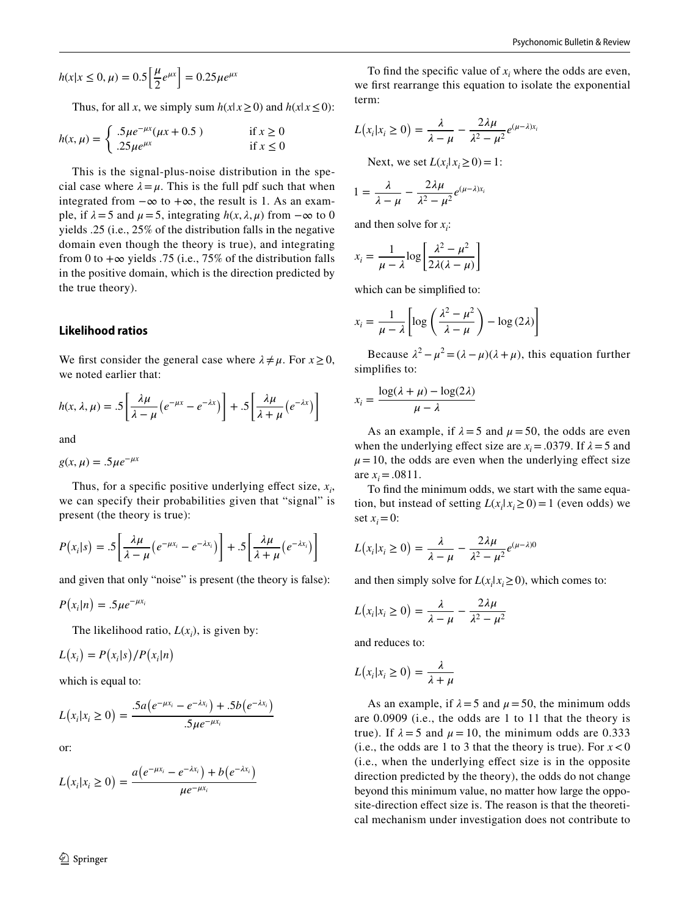$$h(x|x \leq 0, \mu) = 0.5\left[\frac{\mu}{2}e^{\mu x}\right] = 0.25\mu e^{\mu x}$$

Thus, for all $x$, we simply sum $h(x|x \geq 0)$ and $h(x|x \leq 0)$:

$$h(x, \mu) = \begin{cases} .5\mu e^{-\mu x}(\mu x + 0.5\,) & \text{if } x \geq 0 \\ .25\mu e^{\mu x} & \text{if } x \leq 0 \end{cases}$$

This is the signal-plus-noise distribution in the special case where $\lambda = \mu$. This is the full pdf such that when integrated from $-\infty$ to $+\infty$, the result is 1. As an example, if $\lambda = 5$ and $\mu = 5$, integrating $h(x, \lambda, \mu)$ from $-\infty$ to 0 yields .25 (i.e., 25% of the distribution falls in the negative domain even though the theory is true), and integrating from 0 to $+\infty$ yields .75 (i.e., 75% of the distribution falls in the positive domain, which is the direction predicted by the true theory).

## Likelihood ratios

We first consider the general case where $\lambda \neq \mu$. For $x \geq 0$, we noted earlier that:

$$h(x, \lambda, \mu) = .5\left[\frac{\lambda\mu}{\lambda - \mu}\left(e^{-\mu x} - e^{-\lambda x}\right)\right] + .5\left[\frac{\lambda\mu}{\lambda + \mu}\left(e^{-\lambda x}\right)\right]$$

and

$$g(x, \mu) = .5\mu e^{-\mu x}$$

Thus, for a specific positive underlying effect size, $x_i$, we can specify their probabilities given that "signal" is present (the theory is true):

$$P\left(x_i|s\right) = .5\left[\frac{\lambda\mu}{\lambda - \mu}\left(e^{-\mu x_i} - e^{-\lambda x_i}\right)\right] + .5\left[\frac{\lambda\mu}{\lambda + \mu}\left(e^{-\lambda x_i}\right)\right]$$

and given that only "noise" is present (the theory is false):

$$P\left(x_i|n\right) = .5\mu e^{-\mu x_i}$$

The likelihood ratio, $L(x_i)$, is given by:

$$L\left(x_i\right) = P\left(x_i|s\right)/P\left(x_i|n\right)$$

which is equal to:

$$L\left(x_i|x_i \geq 0\right) = \frac{.5a\left(e^{-\mu x_i} - e^{-\lambda x_i}\right) + .5b\left(e^{-\lambda x_i}\right)}{.5\mu e^{-\mu x_i}}$$

or:

$$L\left(x_i|x_i \geq 0\right) = \frac{a\left(e^{-\mu x_i} - e^{-\lambda x_i}\right) + b\left(e^{-\lambda x_i}\right)}{\mu e^{-\mu x_i}}$$

To find the specific value of $x_i$ where the odds are even, we first rearrange this equation to isolate the exponential term:

$$L\left(x_i|x_i \geq 0\right) = \frac{\lambda}{\lambda - \mu} - \frac{2\lambda\mu}{\lambda^2 - \mu^2}e^{(\mu-\lambda)x_i}$$

Next, we set $L(x_i|x_i \geq 0) = 1$:

$$1 = \frac{\lambda}{\lambda - \mu} - \frac{2\lambda\mu}{\lambda^2 - \mu^2}e^{(\mu-\lambda)x_i}$$

and then solve for $x_i$:

$$x_i = \frac{1}{\mu - \lambda}\log\left[\frac{\lambda^2 - \mu^2}{2\lambda(\lambda - \mu)}\right]$$

which can be simplified to:

$$x_i = \frac{1}{\mu - \lambda}\left[\log\left(\frac{\lambda^2 - \mu^2}{\lambda - \mu}\right) - \log(2\lambda)\right]$$

Because $\lambda^2 - \mu^2 = (\lambda - \mu)(\lambda + \mu)$, this equation further simplifies to:

$$x_i = \frac{\log(\lambda + \mu) - \log(2\lambda)}{\mu - \lambda}$$

As an example, if $\lambda = 5$ and $\mu = 50$, the odds are even when the underlying effect size are $x_i = .0379$. If $\lambda = 5$ and $\mu = 10$, the odds are even when the underlying effect size are $x_i = .0811$.

To find the minimum odds, we start with the same equation, but instead of setting $L(x_i|x_i \geq 0) = 1$ (even odds) we set $x_i = 0$:

$$L\left(x_i|x_i \geq 0\right) = \frac{\lambda}{\lambda - \mu} - \frac{2\lambda\mu}{\lambda^2 - \mu^2}e^{(\mu-\lambda)0}$$

and then simply solve for $L(x_i|x_i \geq 0)$, which comes to:

$$L\left(x_i|x_i \geq 0\right) = \frac{\lambda}{\lambda - \mu} - \frac{2\lambda\mu}{\lambda^2 - \mu^2}$$

and reduces to:

$$L\left(x_i|x_i \geq 0\right) = \frac{\lambda}{\lambda + \mu}$$

As an example, if $\lambda = 5$ and $\mu = 50$, the minimum odds are 0.0909 (i.e., the odds are 1 to 11 that the theory is true). If $\lambda = 5$ and $\mu = 10$, the minimum odds are 0.333 (i.e., the odds are 1 to 3 that the theory is true). For $x < 0$ (i.e., when the underlying effect size is in the opposite direction predicted by the theory), the odds do not change beyond this minimum value, no matter how large the opposite-direction effect size is. The reason is that the theoretical mechanism under investigation does not contribute to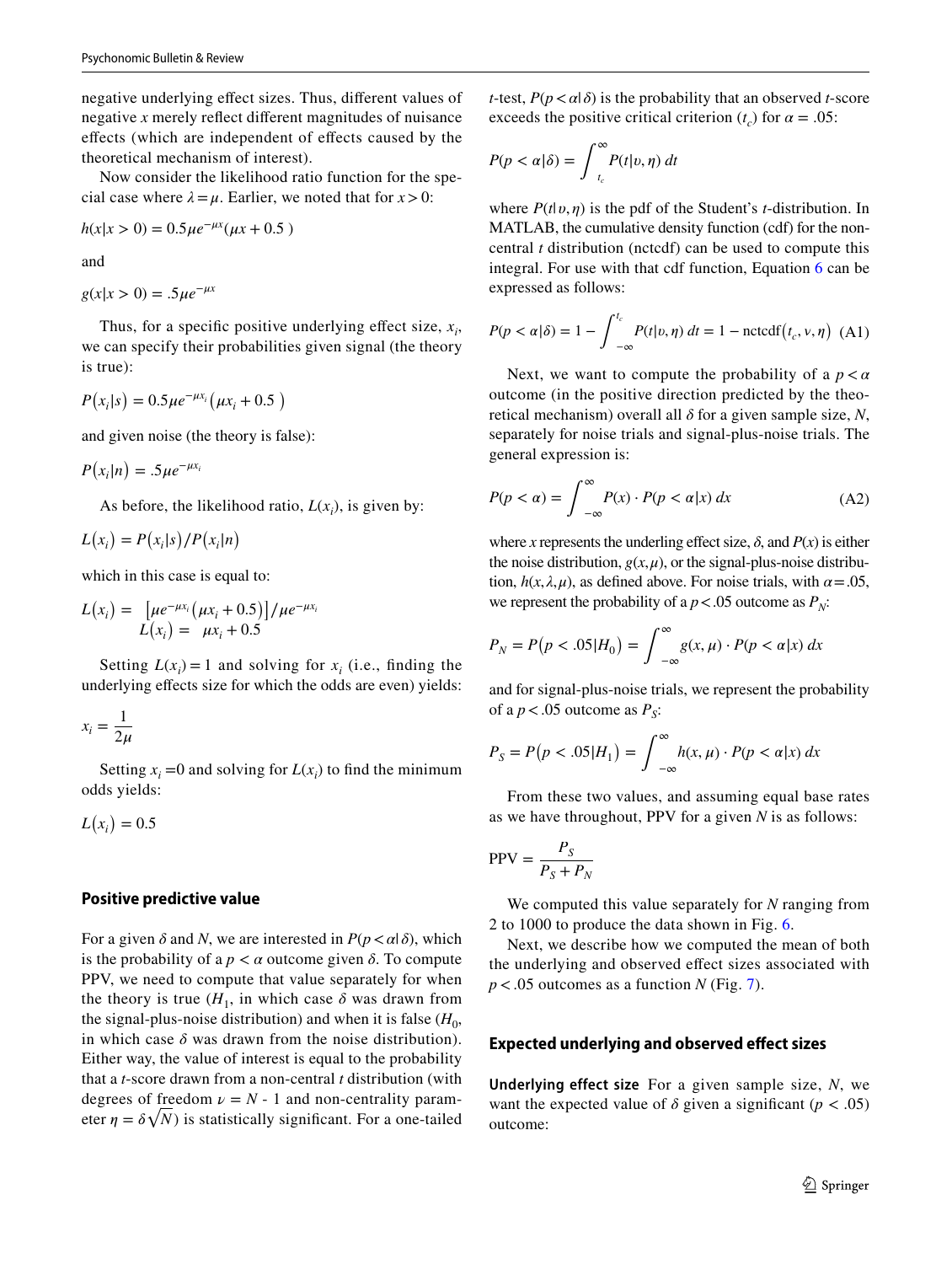negative underlying effect sizes. Thus, different values of negative $x$ merely reflect different magnitudes of nuisance effects (which are independent of effects caused by the theoretical mechanism of interest).

Now consider the likelihood ratio function for the special case where $\lambda = \mu$. Earlier, we noted that for $x > 0$:

$$h(x|x > 0) = 0.5\mu e^{-\mu x}(\mu x + 0.5\ )$$

and

$$g(x|x > 0) = .5\mu e^{-\mu x}$$

Thus, for a specific positive underlying effect size, $x_i$, we can specify their probabilities given signal (the theory is true):

$$P\left(x_i|s\right) = 0.5\mu e^{-\mu x_i}\left(\mu x_i + 0.5\ \right)$$

and given noise (the theory is false):

$$P\left(x_i|n\right) = .5\mu e^{-\mu x_i}$$

As before, the likelihood ratio, $L(x_i)$, is given by:

$$L\left(x_i\right) = P\left(x_i|s\right)/P\left(x_i|n\right)$$

which in this case is equal to:

$$L\left(x_i\right) = \left[\mu e^{-\mu x_i}\left(\mu x_i + 0.5\right)\right]/\mu e^{-\mu x_i}$$
$$L\left(x_i\right) = \mu x_i + 0.5$$

Setting $L(x_i) = 1$ and solving for $x_i$ (i.e., finding the underlying effects size for which the odds are even) yields:

$$x_i = \frac{1}{2\mu}$$

Setting $x_i$ =0 and solving for $L(x_i)$ to find the minimum odds yields:

$$L\left(x_i\right) = 0.5$$

### Positive predictive value

For a given $\delta$ and $N$, we are interested in $P(p < \alpha|\delta)$, which is the probability of a $p < \alpha$ outcome given $\delta$. To compute PPV, we need to compute that value separately for when the theory is true ($H_1$, in which case $\delta$ was drawn from the signal-plus-noise distribution) and when it is false ($H_0$, in which case $\delta$ was drawn from the noise distribution). Either way, the value of interest is equal to the probability that a $t$-score drawn from a non-central $t$ distribution (with degrees of freedom $\nu = N$ - 1 and non-centrality parameter $\eta = \delta\sqrt{N}$) is statistically significant. For a one-tailed $t$-test, $P(p < \alpha|\delta)$ is the probability that an observed $t$-score exceeds the positive critical criterion ($t_c$) for $\alpha = .05$:

$$P(p < \alpha|\delta) = \int_{t_c}^{\infty} P(t|\upsilon, \eta)\ dt$$

where $P(t|\upsilon, \eta)$ is the pdf of the Student's $t$-distribution. In MATLAB, the cumulative density function (cdf) for the noncentral $t$ distribution (nctcdf) can be used to compute this integral. For use with that cdf function, Equation 6 can be expressed as follows:

$$P(p < \alpha|\delta) = 1 - \int_{-\infty}^{t_c} P(t|\upsilon, \eta)\ dt = 1 - \text{nctcdf}\left(t_c, \nu, \eta\right) \quad \text{(A1)}$$

Next, we want to compute the probability of a $p < \alpha$ outcome (in the positive direction predicted by the theoretical mechanism) overall all $\delta$ for a given sample size, $N$, separately for noise trials and signal-plus-noise trials. The general expression is:

$$P(p < \alpha) = \int_{-\infty}^{\infty} P(x) \cdot P(p < \alpha|x)\ dx \quad \text{(A2)}$$

where $x$ represents the underling effect size, $\delta$, and $P(x)$ is either the noise distribution, $g(x,\mu)$, or the signal-plus-noise distribution, $h(x,\lambda,\mu)$, as defined above. For noise trials, with $\alpha$=.05, we represent the probability of a $p$<.05 outcome as $P_N$:

$$P_N = P\left(p < .05|H_0\right) = \int_{-\infty}^{\infty} g(x, \mu) \cdot P(p < \alpha|x)\ dx$$

and for signal-plus-noise trials, we represent the probability of a $p$<.05 outcome as $P_S$:

$$P_S = P\left(p < .05|H_1\right) = \int_{-\infty}^{\infty} h(x, \mu) \cdot P(p < \alpha|x)\ dx$$

From these two values, and assuming equal base rates as we have throughout, PPV for a given $N$ is as follows:

$$\text{PPV} = \frac{P_S}{P_S + P_N}$$

We computed this value separately for $N$ ranging from 2 to 1000 to produce the data shown in Fig. 6.

Next, we describe how we computed the mean of both the underlying and observed effect sizes associated with $p$<.05 outcomes as a function $N$ (Fig. 7).

### Expected underlying and observed effect sizes

**Underlying effect size** For a given sample size, $N$, we want the expected value of $\delta$ given a significant ($p$ < .05) outcome: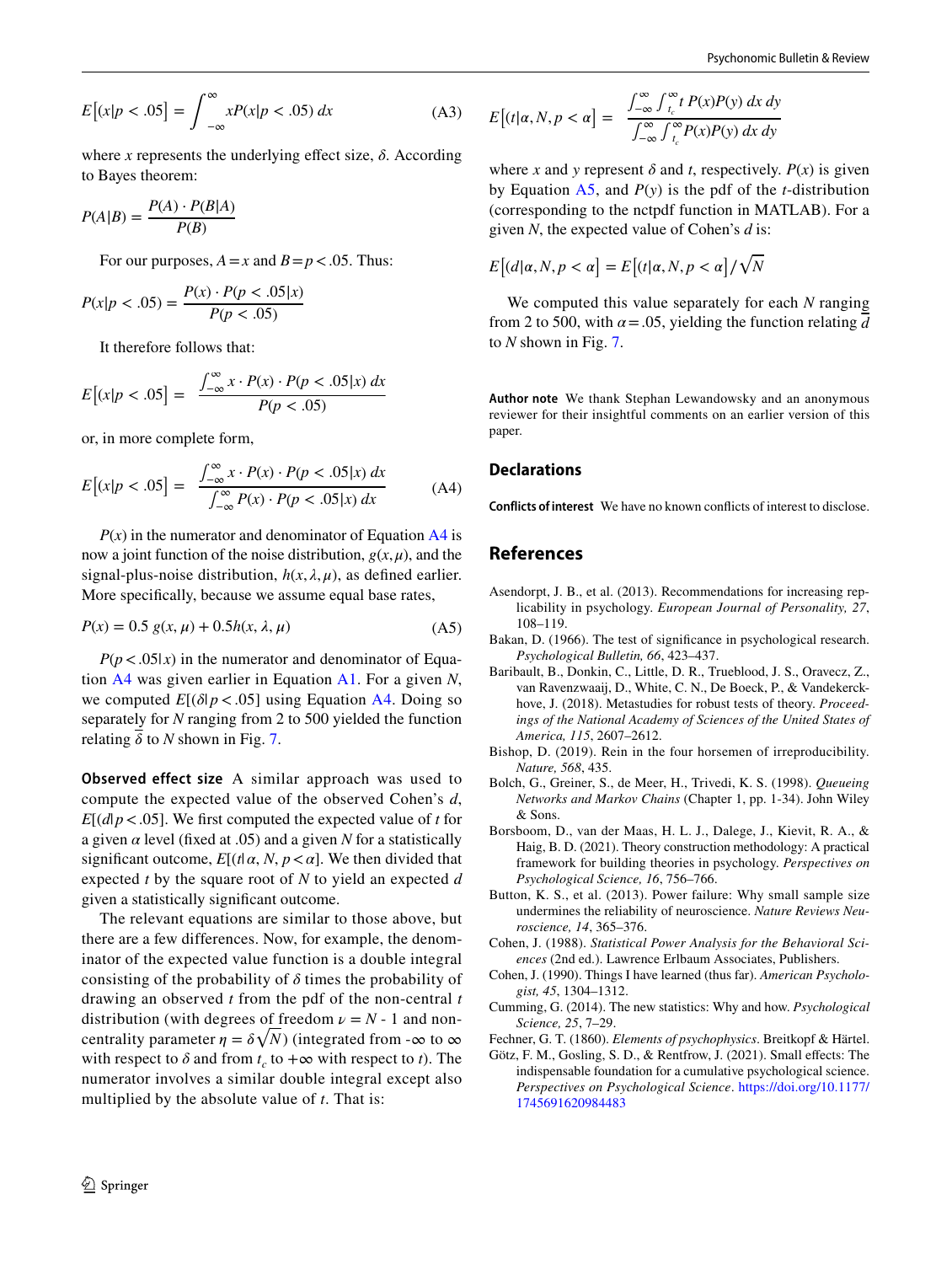$$E\left[(x|p < .05\right] = \int_{-\infty}^{\infty} xP(x|p < .05)\,dx \tag{A3}$$

where $x$ represents the underlying effect size, $\delta$. According to Bayes theorem:

$$P(A|B) = \frac{P(A)\cdot P(B|A)}{P(B)}$$

For our purposes, $A = x$ and $B = p < .05$. Thus:

$$P(x|p < .05) = \frac{P(x)\cdot P(p < .05|x)}{P(p < .05)}$$

It therefore follows that:

$$E\left[(x|p < .05\right] = \frac{\int_{-\infty}^{\infty} x\cdot P(x)\cdot P(p < .05|x)\,dx}{P(p < .05)}$$

or, in more complete form,

$$E\left[(x|p < .05\right] = \frac{\int_{-\infty}^{\infty} x\cdot P(x)\cdot P(p < .05|x)\,dx}{\int_{-\infty}^{\infty} P(x)\cdot P(p < .05|x)\,dx} \tag{A4}$$

$P(x)$ in the numerator and denominator of Equation A4 is now a joint function of the noise distribution, $g(x,\mu)$, and the signal-plus-noise distribution, $h(x,\lambda,\mu)$, as defined earlier. More specifically, because we assume equal base rates,

$$P(x) = 0.5\,g(x,\mu) + 0.5h(x,\lambda,\mu) \tag{A5}$$

$P(p < .05|x)$ in the numerator and denominator of Equation A4 was given earlier in Equation A1. For a given $N$, we computed $E[(\delta|p < .05]$ using Equation A4. Doing so separately for $N$ ranging from 2 to 500 yielded the function relating $\overline{\delta}$ to $N$ shown in Fig. 7.

**Observed effect size** A similar approach was used to compute the expected value of the observed Cohen's $d$, $E[(d|p < .05]$. We first computed the expected value of $t$ for a given $\alpha$ level (fixed at .05) and a given $N$ for a statistically significant outcome, $E[(t|\alpha, N, p < \alpha]$. We then divided that expected $t$ by the square root of $N$ to yield an expected $d$ given a statistically significant outcome.

The relevant equations are similar to those above, but there are a few differences. Now, for example, the denominator of the expected value function is a double integral consisting of the probability of $\delta$ times the probability of drawing an observed $t$ from the pdf of the non-central $t$ distribution (with degrees of freedom $\nu = N - 1$ and non-centrality parameter $\eta = \delta\sqrt{N}$) (integrated from -∞ to ∞ with respect to $\delta$ and from $t_c$ to +∞ with respect to $t$). The numerator involves a similar double integral except also multiplied by the absolute value of $t$. That is:

$$E\left[(t|\alpha, N, p < \alpha\right] = \frac{\int_{-\infty}^{\infty}\int_{t_c}^{\infty} t\,P(x)P(y)\,dx\,dy}{\int_{-\infty}^{\infty}\int_{t_c}^{\infty} P(x)P(y)\,dx\,dy}$$

where $x$ and $y$ represent $\delta$ and $t$, respectively. $P(x)$ is given by Equation A5, and $P(y)$ is the pdf of the $t$-distribution (corresponding to the nctpdf function in MATLAB). For a given $N$, the expected value of Cohen's $d$ is:

$$E\left[(d|\alpha, N, p < \alpha\right] = E\left[(t|\alpha, N, p < \alpha\right]/\sqrt{N}$$

We computed this value separately for each $N$ ranging from 2 to 500, with $\alpha = .05$, yielding the function relating $\overline{d}$ to $N$ shown in Fig. 7.

**Author note** We thank Stephan Lewandowsky and an anonymous reviewer for their insightful comments on an earlier version of this paper.

## Declarations

**Conflicts of interest** We have no known conflicts of interest to disclose.

## References

Asendorpt, J. B., et al. (2013). Recommendations for increasing replicability in psychology. *European Journal of Personality, 27*, 108–119.

Bakan, D. (1966). The test of significance in psychological research. *Psychological Bulletin, 66*, 423–437.

Baribault, B., Donkin, C., Little, D. R., Trueblood, J. S., Oravecz, Z., van Ravenzwaaij, D., White, C. N., De Boeck, P., & Vandekerckhove, J. (2018). Metastudies for robust tests of theory. *Proceedings of the National Academy of Sciences of the United States of America, 115*, 2607–2612.

Bishop, D. (2019). Rein in the four horsemen of irreproducibility. *Nature, 568*, 435.

Bolch, G., Greiner, S., de Meer, H., Trivedi, K. S. (1998). *Queueing Networks and Markov Chains* (Chapter 1, pp. 1-34). John Wiley & Sons.

Borsboom, D., van der Maas, H. L. J., Dalege, J., Kievit, R. A., & Haig, B. D. (2021). Theory construction methodology: A practical framework for building theories in psychology. *Perspectives on Psychological Science, 16*, 756–766.

Button, K. S., et al. (2013). Power failure: Why small sample size undermines the reliability of neuroscience. *Nature Reviews Neuroscience, 14*, 365–376.

Cohen, J. (1988). *Statistical Power Analysis for the Behavioral Sciences* (2nd ed.). Lawrence Erlbaum Associates, Publishers.

Cohen, J. (1990). Things I have learned (thus far). *American Psychologist, 45*, 1304–1312.

Cumming, G. (2014). The new statistics: Why and how. *Psychological Science, 25*, 7–29.

Fechner, G. T. (1860). *Elements of psychophysics*. Breitkopf & Härtel.

Götz, F. M., Gosling, S. D., & Rentfrow, J. (2021). Small effects: The indispensable foundation for a cumulative psychological science. *Perspectives on Psychological Science*. https://doi.org/10.1177/1745691620984483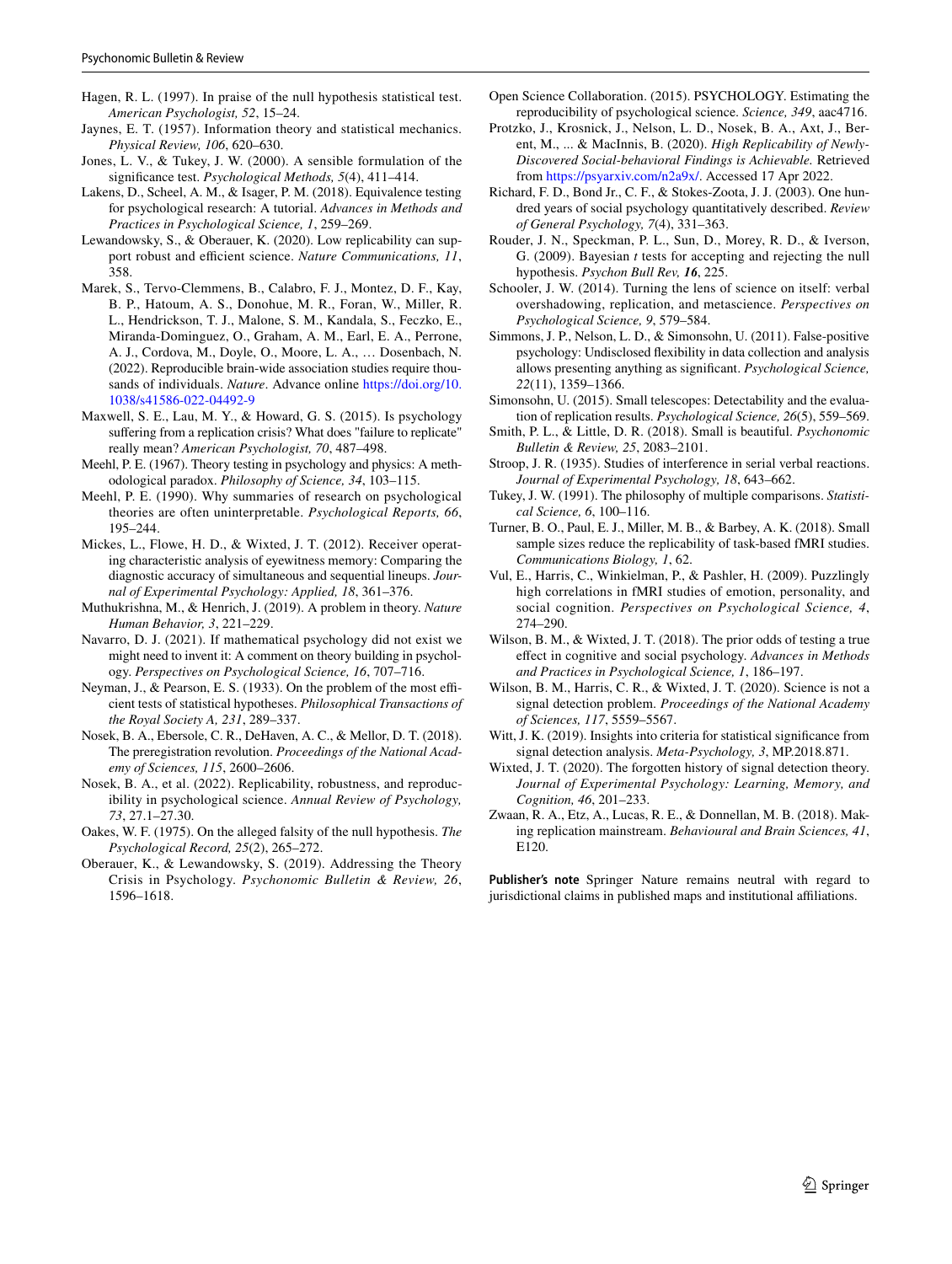Hagen, R. L. (1997). In praise of the null hypothesis statistical test. *American Psychologist, 52*, 15–24.

Jaynes, E. T. (1957). Information theory and statistical mechanics. *Physical Review, 106*, 620–630.

Jones, L. V., & Tukey, J. W. (2000). A sensible formulation of the significance test. *Psychological Methods, 5*(4), 411–414.

Lakens, D., Scheel, A. M., & Isager, P. M. (2018). Equivalence testing for psychological research: A tutorial. *Advances in Methods and Practices in Psychological Science, 1*, 259–269.

Lewandowsky, S., & Oberauer, K. (2020). Low replicability can support robust and efficient science. *Nature Communications, 11*, 358.

Marek, S., Tervo-Clemmens, B., Calabro, F. J., Montez, D. F., Kay, B. P., Hatoum, A. S., Donohue, M. R., Foran, W., Miller, R. L., Hendrickson, T. J., Malone, S. M., Kandala, S., Feczko, E., Miranda-Dominguez, O., Graham, A. M., Earl, E. A., Perrone, A. J., Cordova, M., Doyle, O., Moore, L. A., … Dosenbach, N. (2022). Reproducible brain-wide association studies require thousands of individuals. *Nature*. Advance online https://doi.org/10.1038/s41586-022-04492-9

Maxwell, S. E., Lau, M. Y., & Howard, G. S. (2015). Is psychology suffering from a replication crisis? What does "failure to replicate" really mean? *American Psychologist, 70*, 487–498.

Meehl, P. E. (1967). Theory testing in psychology and physics: A methodological paradox. *Philosophy of Science, 34*, 103–115.

Meehl, P. E. (1990). Why summaries of research on psychological theories are often uninterpretable. *Psychological Reports, 66*, 195–244.

Mickes, L., Flowe, H. D., & Wixted, J. T. (2012). Receiver operating characteristic analysis of eyewitness memory: Comparing the diagnostic accuracy of simultaneous and sequential lineups. *Journal of Experimental Psychology: Applied, 18*, 361–376.

Muthukrishna, M., & Henrich, J. (2019). A problem in theory. *Nature Human Behavior, 3*, 221–229.

Navarro, D. J. (2021). If mathematical psychology did not exist we might need to invent it: A comment on theory building in psychology. *Perspectives on Psychological Science, 16*, 707–716.

Neyman, J., & Pearson, E. S. (1933). On the problem of the most efficient tests of statistical hypotheses. *Philosophical Transactions of the Royal Society A, 231*, 289–337.

Nosek, B. A., Ebersole, C. R., DeHaven, A. C., & Mellor, D. T. (2018). The preregistration revolution. *Proceedings of the National Academy of Sciences, 115*, 2600–2606.

Nosek, B. A., et al. (2022). Replicability, robustness, and reproducibility in psychological science. *Annual Review of Psychology, 73*, 27.1–27.30.

Oakes, W. F. (1975). On the alleged falsity of the null hypothesis. *The Psychological Record, 25*(2), 265–272.

Oberauer, K., & Lewandowsky, S. (2019). Addressing the Theory Crisis in Psychology. *Psychonomic Bulletin & Review, 26*, 1596–1618.

Open Science Collaboration. (2015). PSYCHOLOGY. Estimating the reproducibility of psychological science. *Science, 349*, aac4716.

Protzko, J., Krosnick, J., Nelson, L. D., Nosek, B. A., Axt, J., Berent, M., ... & MacInnis, B. (2020). *High Replicability of Newly-Discovered Social-behavioral Findings is Achievable.* Retrieved from https://psyarxiv.com/n2a9x/. Accessed 17 Apr 2022.

Richard, F. D., Bond Jr., C. F., & Stokes-Zoota, J. J. (2003). One hundred years of social psychology quantitatively described. *Review of General Psychology, 7*(4), 331–363.

Rouder, J. N., Speckman, P. L., Sun, D., Morey, R. D., & Iverson, G. (2009). Bayesian *t* tests for accepting and rejecting the null hypothesis. *Psychon Bull Rev, **16***, 225.

Schooler, J. W. (2014). Turning the lens of science on itself: verbal overshadowing, replication, and metascience. *Perspectives on Psychological Science, 9*, 579–584.

Simmons, J. P., Nelson, L. D., & Simonsohn, U. (2011). False-positive psychology: Undisclosed flexibility in data collection and analysis allows presenting anything as significant. *Psychological Science, 22*(11), 1359–1366.

Simonsohn, U. (2015). Small telescopes: Detectability and the evaluation of replication results. *Psychological Science, 26*(5), 559–569.

Smith, P. L., & Little, D. R. (2018). Small is beautiful. *Psychonomic Bulletin & Review, 25*, 2083–2101.

Stroop, J. R. (1935). Studies of interference in serial verbal reactions. *Journal of Experimental Psychology, 18*, 643–662.

Tukey, J. W. (1991). The philosophy of multiple comparisons. *Statistical Science, 6*, 100–116.

Turner, B. O., Paul, E. J., Miller, M. B., & Barbey, A. K. (2018). Small sample sizes reduce the replicability of task-based fMRI studies. *Communications Biology, 1*, 62.

Vul, E., Harris, C., Winkielman, P., & Pashler, H. (2009). Puzzlingly high correlations in fMRI studies of emotion, personality, and social cognition. *Perspectives on Psychological Science, 4*, 274–290.

Wilson, B. M., & Wixted, J. T. (2018). The prior odds of testing a true effect in cognitive and social psychology. *Advances in Methods and Practices in Psychological Science, 1*, 186–197.

Wilson, B. M., Harris, C. R., & Wixted, J. T. (2020). Science is not a signal detection problem. *Proceedings of the National Academy of Sciences, 117*, 5559–5567.

Witt, J. K. (2019). Insights into criteria for statistical significance from signal detection analysis. *Meta-Psychology, 3*, MP.2018.871.

Wixted, J. T. (2020). The forgotten history of signal detection theory. *Journal of Experimental Psychology: Learning, Memory, and Cognition, 46*, 201–233.

Zwaan, R. A., Etz, A., Lucas, R. E., & Donnellan, M. B. (2018). Making replication mainstream. *Behavioural and Brain Sciences, 41*, E120.

**Publisher's note** Springer Nature remains neutral with regard to jurisdictional claims in published maps and institutional affiliations.